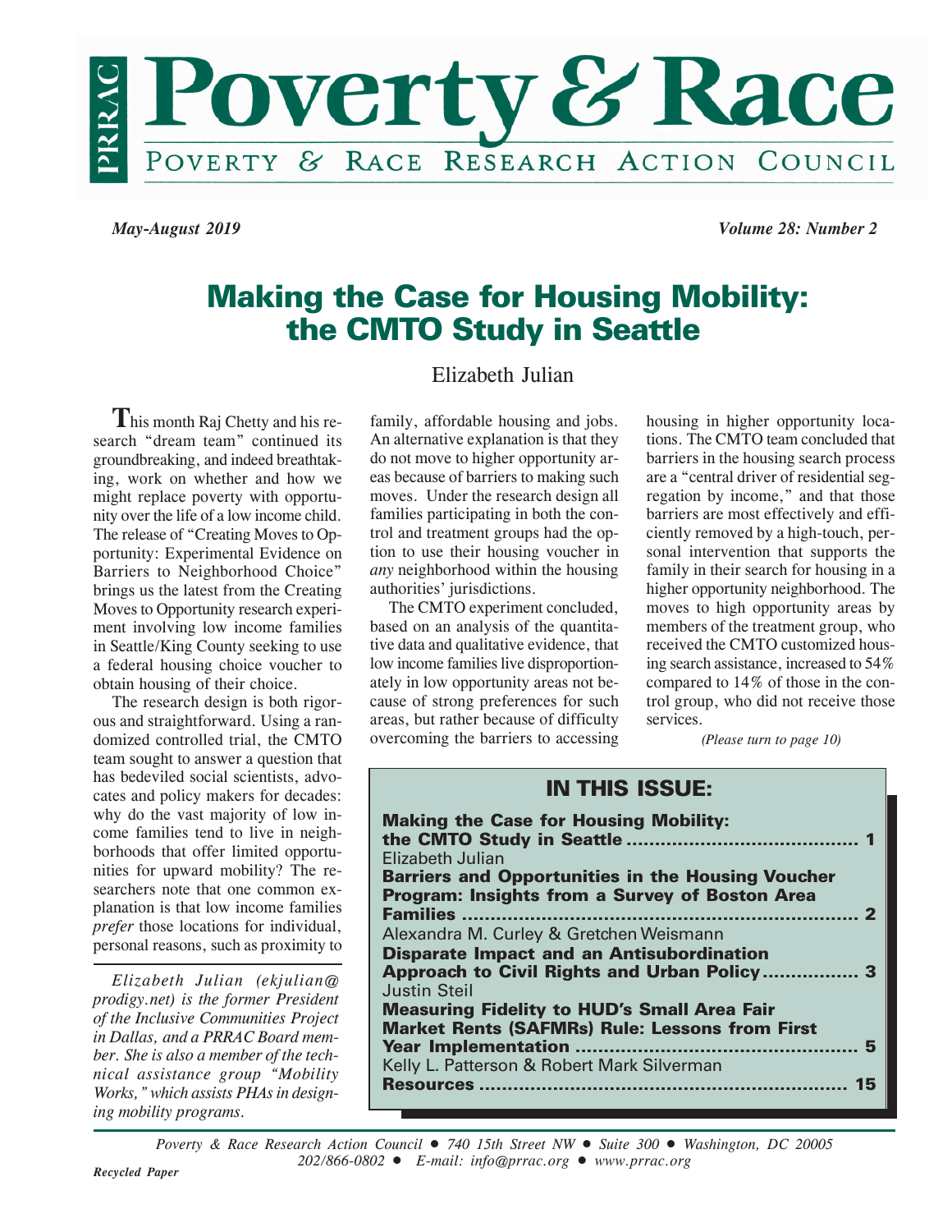# Poverty & Race

POVERTY & RACE RESEARCH ACTION COUNCIL

*May-August 2019* *Volume 28: Number 2*

## Making the Case for Housing Mobility: the CMTO Study in Seattle

Elizabeth Julian

This month Raj Chetty and his research "dream team" continued its groundbreaking, and indeed breathtaking, work on whether and how we might replace poverty with opportunity over the life of a low income child. The release of "Creating Moves to Opportunity: Experimental Evidence on Barriers to Neighborhood Choice" brings us the latest from the Creating Moves to Opportunity research experiment involving low income families in Seattle/King County seeking to use a federal housing choice voucher to obtain housing of their choice.

The research design is both rigorous and straightforward. Using a randomized controlled trial, the CMTO team sought to answer a question that has bedeviled social scientists, advocates and policy makers for decades: why do the vast majority of low income families tend to live in neighborhoods that offer limited opportunities for upward mobility? The researchers note that one common explanation is that low income families *prefer* those locations for individual, personal reasons, such as proximity to family, affordable housing and jobs. An alternative explanation is that they do not move to higher opportunity areas because of barriers to making such moves. Under the research design all families participating in both the control and treatment groups had the option to use their housing voucher in *any* neighborhood within the housing authorities' jurisdictions.

The CMTO experiment concluded, based on an analysis of the quantitative data and qualitative evidence, that low income families live disproportionately in low opportunity areas not because of strong preferences for such areas, but rather because of difficulty overcoming the barriers to accessing housing in higher opportunity locations. The CMTO team concluded that barriers in the housing search process are a "central driver of residential segregation by income," and that those barriers are most effectively and efficiently removed by a high-touch, personal intervention that supports the family in their search for housing in a higher opportunity neighborhood. The moves to high opportunity areas by members of the treatment group, who received the CMTO customized housing search assistance, increased to 54% compared to 14% of those in the control group, who did not receive those services.

*(Please turn to page 10)*

*Elizabeth Julian (ekjulian@prodigy.net) is the former President of the Inclusive Communities Project in Dallas, and a PRRAC Board member. She is also a member of the technical assistance group "Mobility Works," which assists PHAs in designing mobility programs.*

### IN THIS ISSUE:

**Making the Case for Housing Mobility: the CMTO Study in Seattle** ........ 1
Elizabeth Julian

**Barriers and Opportunities in the Housing Voucher Program: Insights from a Survey of Boston Area Families** ........ 2
Alexandra M. Curley & Gretchen Weismann

**Disparate Impact and an Antisubordination Approach to Civil Rights and Urban Policy** ........ 3
Justin Steil

**Measuring Fidelity to HUD's Small Area Fair Market Rents (SAFMRs) Rule: Lessons from First Year Implementation** ........ 5
Kelly L. Patterson & Robert Mark Silverman

**Resources** ........ 15

*Poverty & Race Research Action Council • 740 15th Street NW • Suite 300 • Washington, DC 20005*
*202/866-0802 • E-mail: info@prrac.org • www.prrac.org*

*Recycled Paper*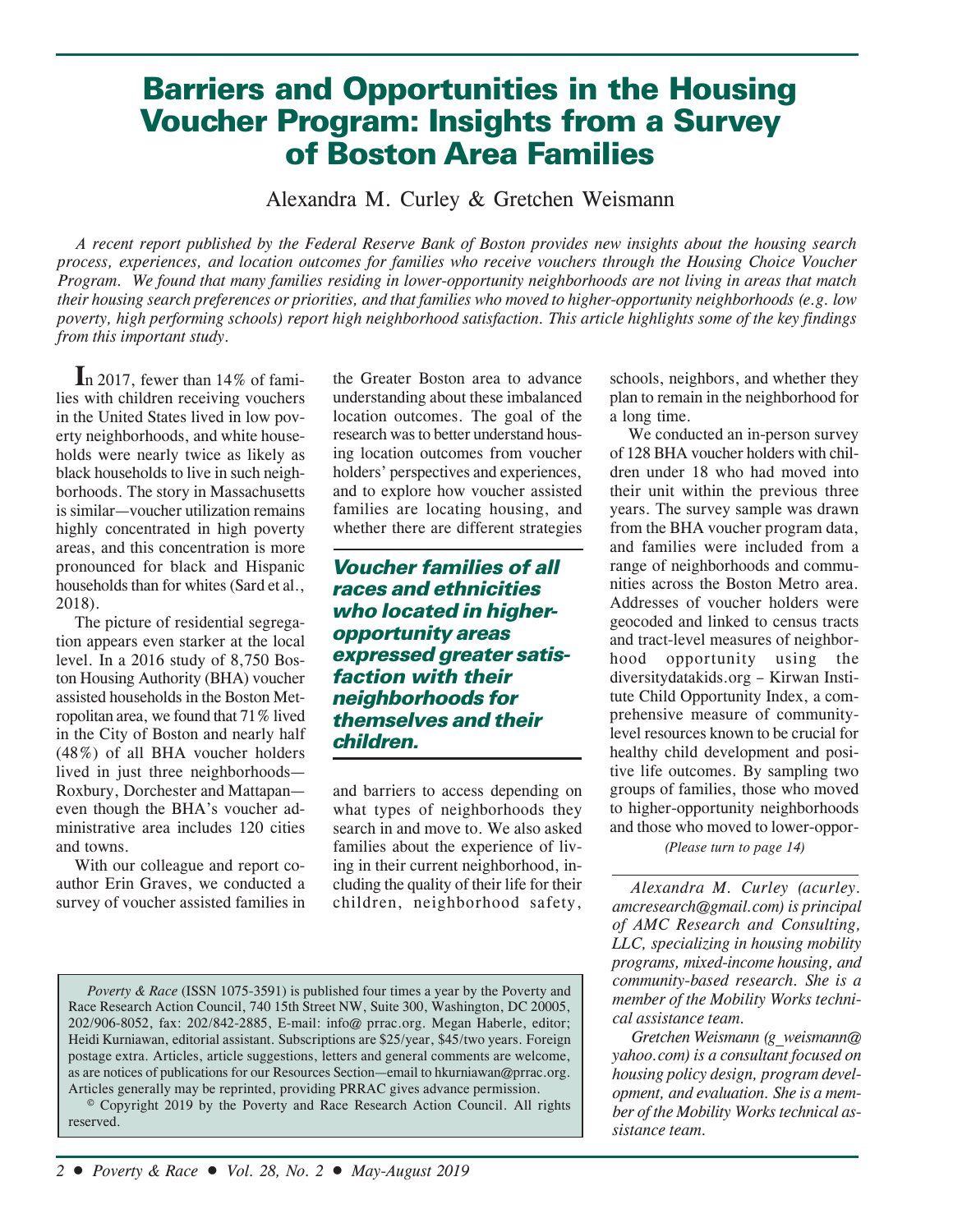# Barriers and Opportunities in the Housing Voucher Program: Insights from a Survey of Boston Area Families

Alexandra M. Curley & Gretchen Weismann

*A recent report published by the Federal Reserve Bank of Boston provides new insights about the housing search process, experiences, and location outcomes for families who receive vouchers through the Housing Choice Voucher Program. We found that many families residing in lower-opportunity neighborhoods are not living in areas that match their housing search preferences or priorities, and that families who moved to higher-opportunity neighborhoods (e.g. low poverty, high performing schools) report high neighborhood satisfaction. This article highlights some of the key findings from this important study.*

In 2017, fewer than 14% of families with children receiving vouchers in the United States lived in low poverty neighborhoods, and white households were nearly twice as likely as black households to live in such neighborhoods. The story in Massachusetts is similar—voucher utilization remains highly concentrated in high poverty areas, and this concentration is more pronounced for black and Hispanic households than for whites (Sard et al., 2018).

The picture of residential segregation appears even starker at the local level. In a 2016 study of 8,750 Boston Housing Authority (BHA) voucher assisted households in the Boston Metropolitan area, we found that 71% lived in the City of Boston and nearly half (48%) of all BHA voucher holders lived in just three neighborhoods—Roxbury, Dorchester and Mattapan—even though the BHA's voucher administrative area includes 120 cities and towns.

With our colleague and report co-author Erin Graves, we conducted a survey of voucher assisted families in the Greater Boston area to advance understanding about these imbalanced location outcomes. The goal of the research was to better understand housing location outcomes from voucher holders' perspectives and experiences, and to explore how voucher assisted families are locating housing, and whether there are different strategies and barriers to access depending on what types of neighborhoods they search in and move to. We also asked families about the experience of living in their current neighborhood, including the quality of their life for their children, neighborhood safety, schools, neighbors, and whether they plan to remain in the neighborhood for a long time.

**Voucher families of all races and ethnicities who located in higher-opportunity areas expressed greater satisfaction with their neighborhoods for themselves and their children.**

We conducted an in-person survey of 128 BHA voucher holders with children under 18 who had moved into their unit within the previous three years. The survey sample was drawn from the BHA voucher program data, and families were included from a range of neighborhoods and communities across the Boston Metro area. Addresses of voucher holders were geocoded and linked to census tracts and tract-level measures of neighborhood opportunity using the diversitydatakids.org – Kirwan Institute Child Opportunity Index, a comprehensive measure of community-level resources known to be crucial for healthy child development and positive life outcomes. By sampling two groups of families, those who moved to higher-opportunity neighborhoods and those who moved to lower-oppor-

*(Please turn to page 14)*

*Alexandra M. Curley (acurley.amcresearch@gmail.com) is principal of AMC Research and Consulting, LLC, specializing in housing mobility programs, mixed-income housing, and community-based research. She is a member of the Mobility Works technical assistance team.*

*Gretchen Weismann (g_weismann@yahoo.com) is a consultant focused on housing policy design, program development, and evaluation. She is a member of the Mobility Works technical assistance team.*

*Poverty & Race* (ISSN 1075-3591) is published four times a year by the Poverty and Race Research Action Council, 740 15th Street NW, Suite 300, Washington, DC 20005, 202/906-8052, fax: 202/842-2885, E-mail: info@ prrac.org. Megan Haberle, editor; Heidi Kurniawan, editorial assistant. Subscriptions are $25/year, $45/two years. Foreign postage extra. Articles, article suggestions, letters and general comments are welcome, as are notices of publications for our Resources Section—email to hkurniawan@prrac.org. Articles generally may be reprinted, providing PRRAC gives advance permission.

© Copyright 2019 by the Poverty and Race Research Action Council. All rights reserved.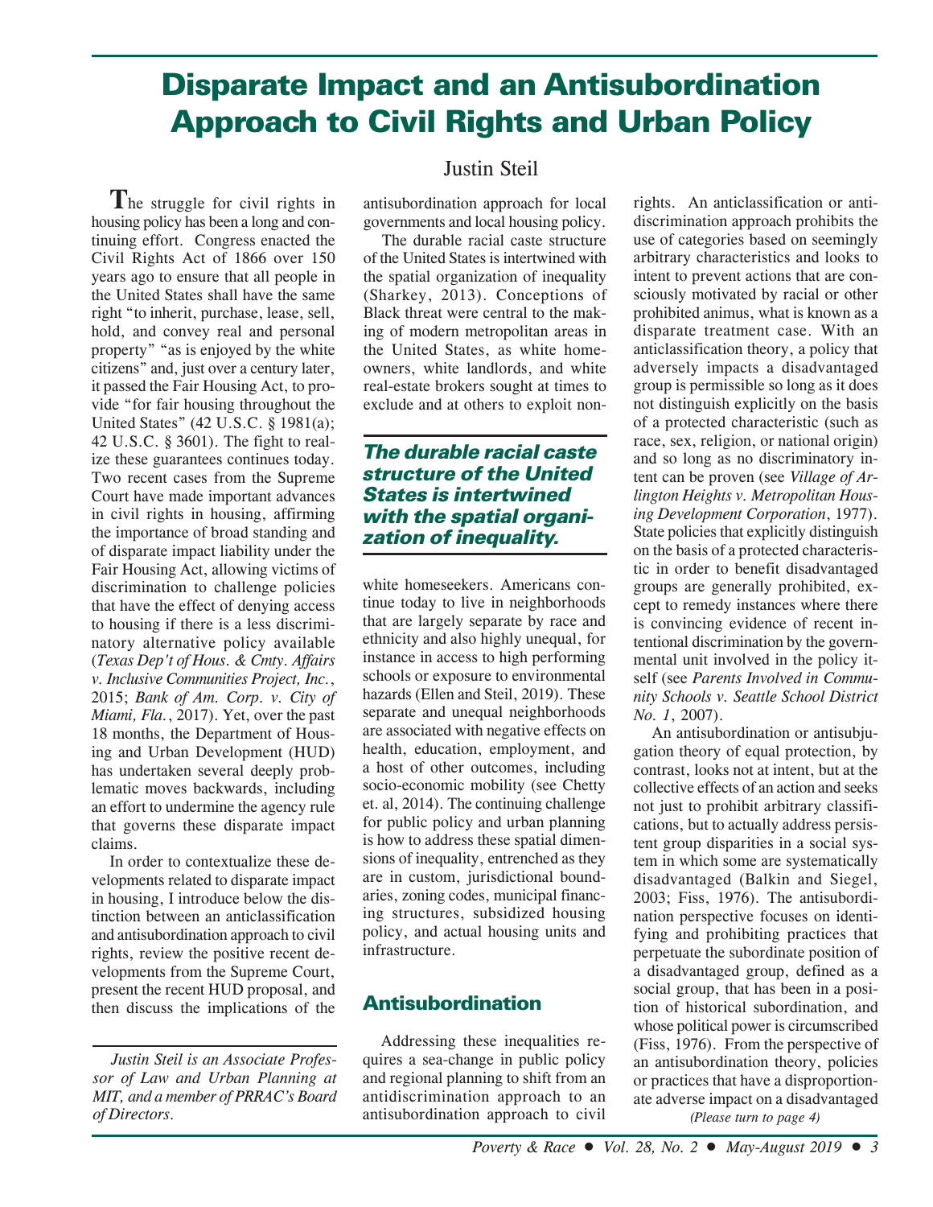# Disparate Impact and an Antisubordination Approach to Civil Rights and Urban Policy

Justin Steil

The struggle for civil rights in housing policy has been a long and continuing effort. Congress enacted the Civil Rights Act of 1866 over 150 years ago to ensure that all people in the United States shall have the same right "to inherit, purchase, lease, sell, hold, and convey real and personal property" "as is enjoyed by the white citizens" and, just over a century later, it passed the Fair Housing Act, to provide "for fair housing throughout the United States" (42 U.S.C. § 1981(a); 42 U.S.C. § 3601). The fight to realize these guarantees continues today. Two recent cases from the Supreme Court have made important advances in civil rights in housing, affirming the importance of broad standing and of disparate impact liability under the Fair Housing Act, allowing victims of discrimination to challenge policies that have the effect of denying access to housing if there is a less discriminatory alternative policy available (*Texas Dep't of Hous. & Cmty. Affairs v. Inclusive Communities Project, Inc.*, 2015; *Bank of Am. Corp. v. City of Miami, Fla.*, 2017). Yet, over the past 18 months, the Department of Housing and Urban Development (HUD) has undertaken several deeply problematic moves backwards, including an effort to undermine the agency rule that governs these disparate impact claims.

In order to contextualize these developments related to disparate impact in housing, I introduce below the distinction between an anticlassification and antisubordination approach to civil rights, review the positive recent developments from the Supreme Court, present the recent HUD proposal, and then discuss the implications of the antisubordination approach for local governments and local housing policy.

*Justin Steil is an Associate Professor of Law and Urban Planning at MIT, and a member of PRRAC's Board of Directors.*

The durable racial caste structure of the United States is intertwined with the spatial organization of inequality (Sharkey, 2013). Conceptions of Black threat were central to the making of modern metropolitan areas in the United States, as white homeowners, white landlords, and white real-estate brokers sought at times to exclude and at others to exploit non-white homeseekers. Americans continue today to live in neighborhoods that are largely separate by race and ethnicity and also highly unequal, for instance in access to high performing schools or exposure to environmental hazards (Ellen and Steil, 2019). These separate and unequal neighborhoods are associated with negative effects on health, education, employment, and a host of other outcomes, including socio-economic mobility (see Chetty et. al, 2014). The continuing challenge for public policy and urban planning is how to address these spatial dimensions of inequality, entrenched as they are in custom, jurisdictional boundaries, zoning codes, municipal financing structures, subsidized housing policy, and actual housing units and infrastructure.

> ***The durable racial caste structure of the United States is intertwined with the spatial organization of inequality.***

## Antisubordination

Addressing these inequalities requires a sea-change in public policy and regional planning to shift from an antidiscrimination approach to an antisubordination approach to civil rights. An anticlassification or antidiscrimination approach prohibits the use of categories based on seemingly arbitrary characteristics and looks to intent to prevent actions that are consciously motivated by racial or other prohibited animus, what is known as a disparate treatment case. With an anticlassification theory, a policy that adversely impacts a disadvantaged group is permissible so long as it does not distinguish explicitly on the basis of a protected characteristic (such as race, sex, religion, or national origin) and so long as no discriminatory intent can be proven (see *Village of Arlington Heights v. Metropolitan Housing Development Corporation*, 1977). State policies that explicitly distinguish on the basis of a protected characteristic in order to benefit disadvantaged groups are generally prohibited, except to remedy instances where there is convincing evidence of recent intentional discrimination by the governmental unit involved in the policy itself (see *Parents Involved in Community Schools v. Seattle School District No. 1*, 2007).

An antisubordination or antisubjugation theory of equal protection, by contrast, looks not at intent, but at the collective effects of an action and seeks not just to prohibit arbitrary classifications, but to actually address persistent group disparities in a social system in which some are systematically disadvantaged (Balkin and Siegel, 2003; Fiss, 1976). The antisubordination perspective focuses on identifying and prohibiting practices that perpetuate the subordinate position of a disadvantaged group, defined as a social group, that has been in a position of historical subordination, and whose political power is circumscribed (Fiss, 1976). From the perspective of an antisubordination theory, policies or practices that have a disproportionate adverse impact on a disadvantaged

*(Please turn to page 4)*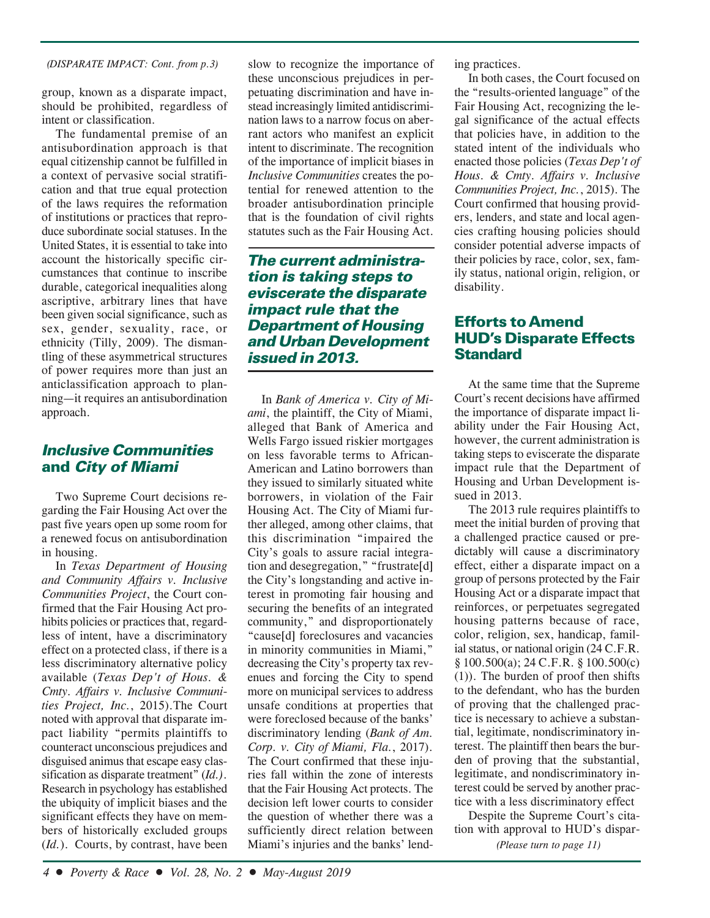*(DISPARATE IMPACT: Cont. from p.3)*

group, known as a disparate impact, should be prohibited, regardless of intent or classification.

The fundamental premise of an antisubordination approach is that equal citizenship cannot be fulfilled in a context of pervasive social stratification and that true equal protection of the laws requires the reformation of institutions or practices that reproduce subordinate social statuses. In the United States, it is essential to take into account the historically specific circumstances that continue to inscribe durable, categorical inequalities along ascriptive, arbitrary lines that have been given social significance, such as sex, gender, sexuality, race, or ethnicity (Tilly, 2009). The dismantling of these asymmetrical structures of power requires more than just an anticlassification approach to planning—it requires an antisubordination approach.

## *Inclusive Communities* and *City of Miami*

Two Supreme Court decisions regarding the Fair Housing Act over the past five years open up some room for a renewed focus on antisubordination in housing.

In *Texas Department of Housing and Community Affairs v. Inclusive Communities Project*, the Court confirmed that the Fair Housing Act prohibits policies or practices that, regardless of intent, have a discriminatory effect on a protected class, if there is a less discriminatory alternative policy available (*Texas Dep't of Hous. & Cmty. Affairs v. Inclusive Communities Project, Inc.*, 2015).The Court noted with approval that disparate impact liability "permits plaintiffs to counteract unconscious prejudices and disguised animus that escape easy classification as disparate treatment" (*Id.)*. Research in psychology has established the ubiquity of implicit biases and the significant effects they have on members of historically excluded groups (*Id.*). Courts, by contrast, have been slow to recognize the importance of these unconscious prejudices in perpetuating discrimination and have instead increasingly limited antidiscrimination laws to a narrow focus on aberrant actors who manifest an explicit intent to discriminate. The recognition of the importance of implicit biases in *Inclusive Communities* creates the potential for renewed attention to the broader antisubordination principle that is the foundation of civil rights statutes such as the Fair Housing Act.

***The current administration is taking steps to eviscerate the disparate impact rule that the Department of Housing and Urban Development issued in 2013.***

In *Bank of America v. City of Miami*, the plaintiff, the City of Miami, alleged that Bank of America and Wells Fargo issued riskier mortgages on less favorable terms to African-American and Latino borrowers than they issued to similarly situated white borrowers, in violation of the Fair Housing Act. The City of Miami further alleged, among other claims, that this discrimination "impaired the City's goals to assure racial integration and desegregation," "frustrate[d] the City's longstanding and active interest in promoting fair housing and securing the benefits of an integrated community," and disproportionately "cause[d] foreclosures and vacancies in minority communities in Miami," decreasing the City's property tax revenues and forcing the City to spend more on municipal services to address unsafe conditions at properties that were foreclosed because of the banks' discriminatory lending (*Bank of Am. Corp. v. City of Miami, Fla.*, 2017). The Court confirmed that these injuries fall within the zone of interests that the Fair Housing Act protects. The decision left lower courts to consider the question of whether there was a sufficiently direct relation between Miami's injuries and the banks' lending practices.

In both cases, the Court focused on the "results-oriented language" of the Fair Housing Act, recognizing the legal significance of the actual effects that policies have, in addition to the stated intent of the individuals who enacted those policies (*Texas Dep't of Hous. & Cmty. Affairs v. Inclusive Communities Project, Inc.*, 2015). The Court confirmed that housing providers, lenders, and state and local agencies crafting housing policies should consider potential adverse impacts of their policies by race, color, sex, family status, national origin, religion, or disability.

## Efforts to Amend HUD's Disparate Effects Standard

At the same time that the Supreme Court's recent decisions have affirmed the importance of disparate impact liability under the Fair Housing Act, however, the current administration is taking steps to eviscerate the disparate impact rule that the Department of Housing and Urban Development issued in 2013.

The 2013 rule requires plaintiffs to meet the initial burden of proving that a challenged practice caused or predictably will cause a discriminatory effect, either a disparate impact on a group of persons protected by the Fair Housing Act or a disparate impact that reinforces, or perpetuates segregated housing patterns because of race, color, religion, sex, handicap, familial status, or national origin (24 C.F.R. § 100.500(a); 24 C.F.R. § 100.500(c)(1)). The burden of proof then shifts to the defendant, who has the burden of proving that the challenged practice is necessary to achieve a substantial, legitimate, nondiscriminatory interest. The plaintiff then bears the burden of proving that the substantial, legitimate, and nondiscriminatory interest could be served by another practice with a less discriminatory effect

Despite the Supreme Court's citation with approval to HUD's dispar-

*(Please turn to page 11)*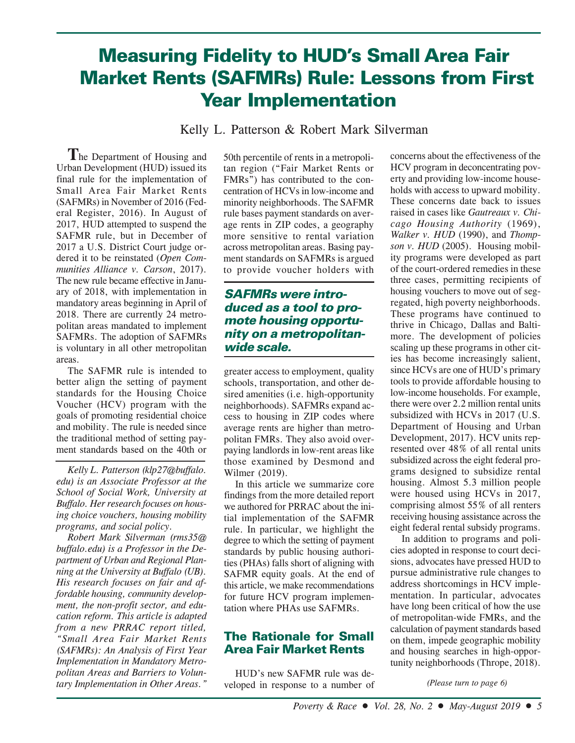# Measuring Fidelity to HUD's Small Area Fair Market Rents (SAFMRs) Rule: Lessons from First Year Implementation

Kelly L. Patterson & Robert Mark Silverman

The Department of Housing and Urban Development (HUD) issued its final rule for the implementation of Small Area Fair Market Rents (SAFMRs) in November of 2016 (Federal Register, 2016). In August of 2017, HUD attempted to suspend the SAFMR rule, but in December of 2017 a U.S. District Court judge ordered it to be reinstated (*Open Communities Alliance v. Carson*, 2017). The new rule became effective in January of 2018, with implementation in mandatory areas beginning in April of 2018. There are currently 24 metropolitan areas mandated to implement SAFMRs. The adoption of SAFMRs is voluntary in all other metropolitan areas.

The SAFMR rule is intended to better align the setting of payment standards for the Housing Choice Voucher (HCV) program with the goals of promoting residential choice and mobility. The rule is needed since the traditional method of setting payment standards based on the 40th or 50th percentile of rents in a metropolitan region ("Fair Market Rents or FMRs") has contributed to the concentration of HCVs in low-income and minority neighborhoods. The SAFMR rule bases payment standards on average rents in ZIP codes, a geography more sensitive to rental variation across metropolitan areas. Basing payment standards on SAFMRs is argued to provide voucher holders with greater access to employment, quality schools, transportation, and other desired amenities (i.e. high-opportunity neighborhoods). SAFMRs expand access to housing in ZIP codes where average rents are higher than metropolitan FMRs. They also avoid overpaying landlords in low-rent areas like those examined by Desmond and Wilmer (2019).

> ***SAFMRs were introduced as a tool to promote housing opportunity on a metropolitan-wide scale.***

In this article we summarize core findings from the more detailed report we authored for PRRAC about the initial implementation of the SAFMR rule. In particular, we highlight the degree to which the setting of payment standards by public housing authorities (PHAs) falls short of aligning with SAFMR equity goals. At the end of this article, we make recommendations for future HCV program implementation where PHAs use SAFMRs.

*Kelly L. Patterson (klp27@buffalo.edu) is an Associate Professor at the School of Social Work, University at Buffalo. Her research focuses on housing choice vouchers, housing mobility programs, and social policy.*

*Robert Mark Silverman (rms35@buffalo.edu) is a Professor in the Department of Urban and Regional Planning at the University at Buffalo (UB). His research focuses on fair and affordable housing, community development, the non-profit sector, and education reform. This article is adapted from a new PRRAC report titled, "Small Area Fair Market Rents (SAFMRs): An Analysis of First Year Implementation in Mandatory Metropolitan Areas and Barriers to Voluntary Implementation in Other Areas."*

## The Rationale for Small Area Fair Market Rents

HUD's new SAFMR rule was developed in response to a number of concerns about the effectiveness of the HCV program in deconcentrating poverty and providing low-income households with access to upward mobility. These concerns date back to issues raised in cases like *Gautreaux v. Chicago Housing Authority* (1969), *Walker v. HUD* (1990), and *Thompson v. HUD* (2005). Housing mobility programs were developed as part of the court-ordered remedies in these three cases, permitting recipients of housing vouchers to move out of segregated, high poverty neighborhoods. These programs have continued to thrive in Chicago, Dallas and Baltimore. The development of policies scaling up these programs in other cities has become increasingly salient, since HCVs are one of HUD's primary tools to provide affordable housing to low-income households. For example, there were over 2.2 million rental units subsidized with HCVs in 2017 (U.S. Department of Housing and Urban Development, 2017). HCV units represented over 48% of all rental units subsidized across the eight federal programs designed to subsidize rental housing. Almost 5.3 million people were housed using HCVs in 2017, comprising almost 55% of all renters receiving housing assistance across the eight federal rental subsidy programs.

In addition to programs and policies adopted in response to court decisions, advocates have pressed HUD to pursue administrative rule changes to address shortcomings in HCV implementation. In particular, advocates have long been critical of how the use of metropolitan-wide FMRs, and the calculation of payment standards based on them, impede geographic mobility and housing searches in high-opportunity neighborhoods (Thrope, 2018).

*(Please turn to page 6)*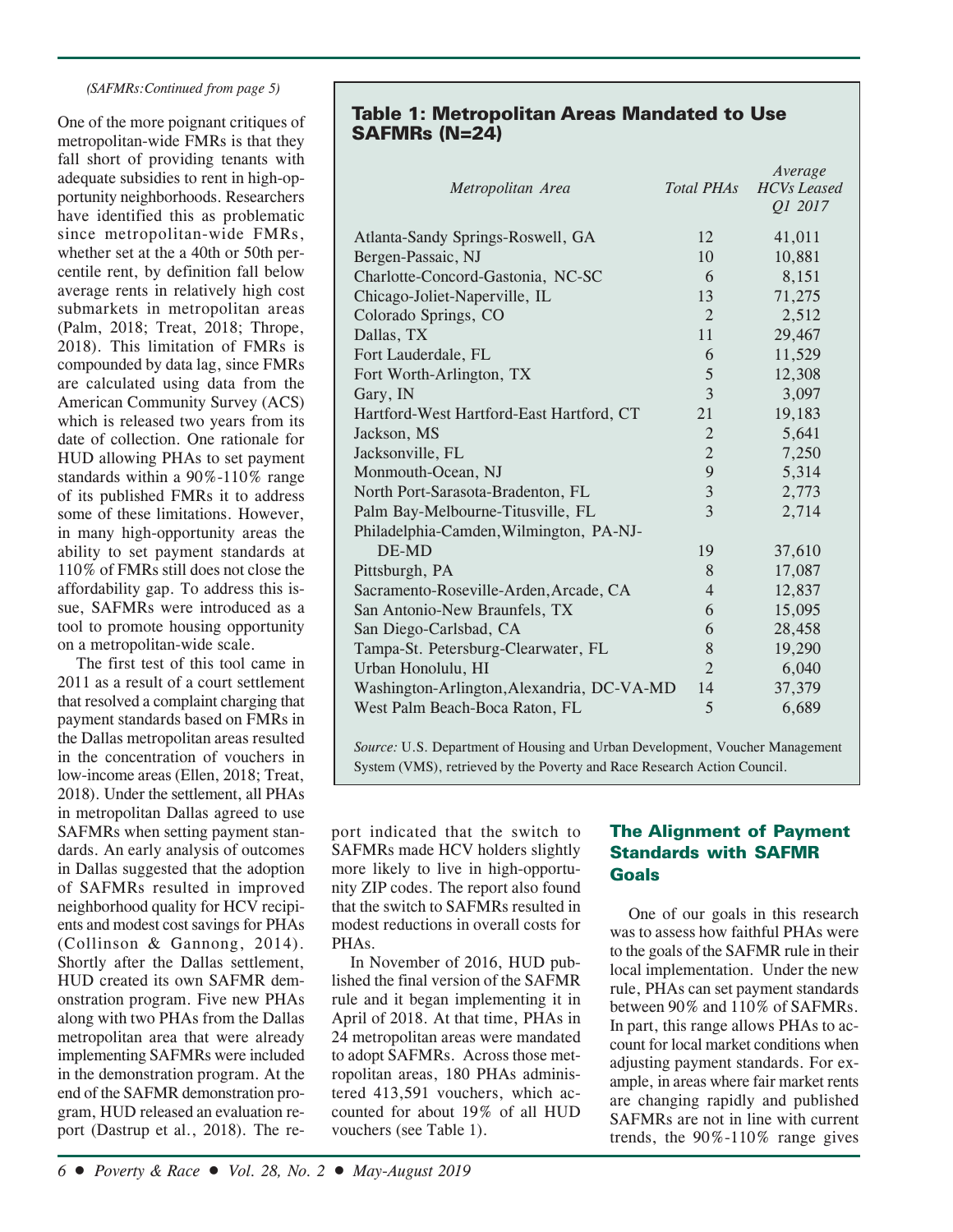*(SAFMRs:Continued from page 5)*

One of the more poignant critiques of metropolitan-wide FMRs is that they fall short of providing tenants with adequate subsidies to rent in high-opportunity neighborhoods. Researchers have identified this as problematic since metropolitan-wide FMRs, whether set at the a 40th or 50th percentile rent, by definition fall below average rents in relatively high cost submarkets in metropolitan areas (Palm, 2018; Treat, 2018; Thrope, 2018). This limitation of FMRs is compounded by data lag, since FMRs are calculated using data from the American Community Survey (ACS) which is released two years from its date of collection. One rationale for HUD allowing PHAs to set payment standards within a 90%-110% range of its published FMRs it to address some of these limitations. However, in many high-opportunity areas the ability to set payment standards at 110% of FMRs still does not close the affordability gap. To address this issue, SAFMRs were introduced as a tool to promote housing opportunity on a metropolitan-wide scale.

The first test of this tool came in 2011 as a result of a court settlement that resolved a complaint charging that payment standards based on FMRs in the Dallas metropolitan areas resulted in the concentration of vouchers in low-income areas (Ellen, 2018; Treat, 2018). Under the settlement, all PHAs in metropolitan Dallas agreed to use SAFMRs when setting payment standards. An early analysis of outcomes in Dallas suggested that the adoption of SAFMRs resulted in improved neighborhood quality for HCV recipients and modest cost savings for PHAs (Collinson & Gannong, 2014). Shortly after the Dallas settlement, HUD created its own SAFMR demonstration program. Five new PHAs along with two PHAs from the Dallas metropolitan area that were already implementing SAFMRs were included in the demonstration program. At the end of the SAFMR demonstration program, HUD released an evaluation report (Dastrup et al., 2018). The report indicated that the switch to SAFMRs made HCV holders slightly more likely to live in high-opportunity ZIP codes. The report also found that the switch to SAFMRs resulted in modest reductions in overall costs for PHAs.

In November of 2016, HUD published the final version of the SAFMR rule and it began implementing it in April of 2018. At that time, PHAs in 24 metropolitan areas were mandated to adopt SAFMRs. Across those metropolitan areas, 180 PHAs administered 413,591 vouchers, which accounted for about 19% of all HUD vouchers (see Table 1).

### Table 1: Metropolitan Areas Mandated to Use SAFMRs (N=24)

| *Metropolitan Area* | *Total PHAs* | *Average HCVs Leased Q1 2017* |
|---|---|---|
| Atlanta-Sandy Springs-Roswell, GA | 12 | 41,011 |
| Bergen-Passaic, NJ | 10 | 10,881 |
| Charlotte-Concord-Gastonia, NC-SC | 6 | 8,151 |
| Chicago-Joliet-Naperville, IL | 13 | 71,275 |
| Colorado Springs, CO | 2 | 2,512 |
| Dallas, TX | 11 | 29,467 |
| Fort Lauderdale, FL | 6 | 11,529 |
| Fort Worth-Arlington, TX | 5 | 12,308 |
| Gary, IN | 3 | 3,097 |
| Hartford-West Hartford-East Hartford, CT | 21 | 19,183 |
| Jackson, MS | 2 | 5,641 |
| Jacksonville, FL | 2 | 7,250 |
| Monmouth-Ocean, NJ | 9 | 5,314 |
| North Port-Sarasota-Bradenton, FL | 3 | 2,773 |
| Palm Bay-Melbourne-Titusville, FL | 3 | 2,714 |
| Philadelphia-Camden,Wilmington, PA-NJ-DE-MD | 19 | 37,610 |
| Pittsburgh, PA | 8 | 17,087 |
| Sacramento-Roseville-Arden,Arcade, CA | 4 | 12,837 |
| San Antonio-New Braunfels, TX | 6 | 15,095 |
| San Diego-Carlsbad, CA | 6 | 28,458 |
| Tampa-St. Petersburg-Clearwater, FL | 8 | 19,290 |
| Urban Honolulu, HI | 2 | 6,040 |
| Washington-Arlington,Alexandria, DC-VA-MD | 14 | 37,379 |
| West Palm Beach-Boca Raton, FL | 5 | 6,689 |

*Source:* U.S. Department of Housing and Urban Development, Voucher Management System (VMS), retrieved by the Poverty and Race Research Action Council.

## The Alignment of Payment Standards with SAFMR Goals

One of our goals in this research was to assess how faithful PHAs were to the goals of the SAFMR rule in their local implementation. Under the new rule, PHAs can set payment standards between 90% and 110% of SAFMRs. In part, this range allows PHAs to account for local market conditions when adjusting payment standards. For example, in areas where fair market rents are changing rapidly and published SAFMRs are not in line with current trends, the 90%-110% range gives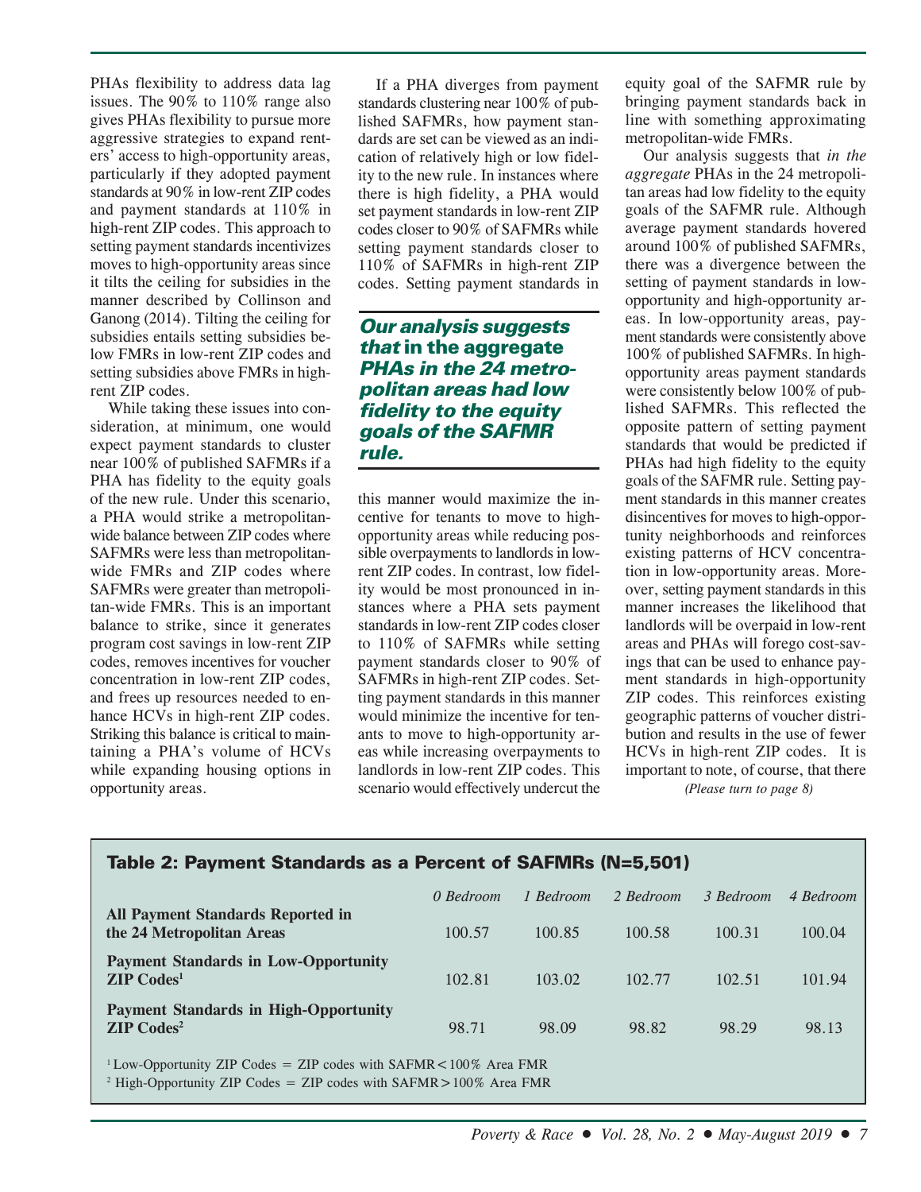PHAs flexibility to address data lag issues. The 90% to 110% range also gives PHAs flexibility to pursue more aggressive strategies to expand renters' access to high-opportunity areas, particularly if they adopted payment standards at 90% in low-rent ZIP codes and payment standards at 110% in high-rent ZIP codes. This approach to setting payment standards incentivizes moves to high-opportunity areas since it tilts the ceiling for subsidies in the manner described by Collinson and Ganong (2014). Tilting the ceiling for subsidies entails setting subsidies below FMRs in low-rent ZIP codes and setting subsidies above FMRs in high-rent ZIP codes.

While taking these issues into consideration, at minimum, one would expect payment standards to cluster near 100% of published SAFMRs if a PHA has fidelity to the equity goals of the new rule. Under this scenario, a PHA would strike a metropolitan-wide balance between ZIP codes where SAFMRs were less than metropolitan-wide FMRs and ZIP codes where SAFMRs were greater than metropolitan-wide FMRs. This is an important balance to strike, since it generates program cost savings in low-rent ZIP codes, removes incentives for voucher concentration in low-rent ZIP codes, and frees up resources needed to enhance HCVs in high-rent ZIP codes. Striking this balance is critical to maintaining a PHA's volume of HCVs while expanding housing options in opportunity areas.

If a PHA diverges from payment standards clustering near 100% of published SAFMRs, how payment standards are set can be viewed as an indication of relatively high or low fidelity to the new rule. In instances where there is high fidelity, a PHA would set payment standards in low-rent ZIP codes closer to 90% of SAFMRs while setting payment standards closer to 110% of SAFMRs in high-rent ZIP codes. Setting payment standards in this manner would maximize the incentive for tenants to move to high-opportunity areas while reducing possible overpayments to landlords in low-rent ZIP codes. In contrast, low fidelity would be most pronounced in instances where a PHA sets payment standards in low-rent ZIP codes closer to 110% of SAFMRs while setting payment standards closer to 90% of SAFMRs in high-rent ZIP codes. Setting payment standards in this manner would minimize the incentive for tenants to move to high-opportunity areas while increasing overpayments to landlords in low-rent ZIP codes. This scenario would effectively undercut the equity goal of the SAFMR rule by bringing payment standards back in line with something approximating metropolitan-wide FMRs.

***Our analysis suggests that* in the aggregate *PHAs in the 24 metropolitan areas had low fidelity to the equity goals of the SAFMR rule.***

Our analysis suggests that *in the aggregate* PHAs in the 24 metropolitan areas had low fidelity to the equity goals of the SAFMR rule. Although average payment standards hovered around 100% of published SAFMRs, there was a divergence between the setting of payment standards in low-opportunity and high-opportunity areas. In low-opportunity areas, payment standards were consistently above 100% of published SAFMRs. In high-opportunity areas payment standards were consistently below 100% of published SAFMRs. This reflected the opposite pattern of setting payment standards that would be predicted if PHAs had high fidelity to the equity goals of the SAFMR rule. Setting payment standards in this manner creates disincentives for moves to high-opportunity neighborhoods and reinforces existing patterns of HCV concentration in low-opportunity areas. Moreover, setting payment standards in this manner increases the likelihood that landlords will be overpaid in low-rent areas and PHAs will forego cost-savings that can be used to enhance payment standards in high-opportunity ZIP codes. This reinforces existing geographic patterns of voucher distribution and results in the use of fewer HCVs in high-rent ZIP codes. It is important to note, of course, that there

*(Please turn to page 8)*

### Table 2: Payment Standards as a Percent of SAFMRs (N=5,501)

| | *0 Bedroom* | *1 Bedroom* | *2 Bedroom* | *3 Bedroom* | *4 Bedroom* |
|---|---|---|---|---|---|
| **All Payment Standards Reported in the 24 Metropolitan Areas** | 100.57 | 100.85 | 100.58 | 100.31 | 100.04 |
| **Payment Standards in Low-Opportunity ZIP Codes**[1] | 102.81 | 103.02 | 102.77 | 102.51 | 101.94 |
| **Payment Standards in High-Opportunity ZIP Codes**[2] | 98.71 | 98.09 | 98.82 | 98.29 | 98.13 |

[1] Low-Opportunity ZIP Codes = ZIP codes with SAFMR < 100% Area FMR

[2] High-Opportunity ZIP Codes = ZIP codes with SAFMR > 100% Area FMR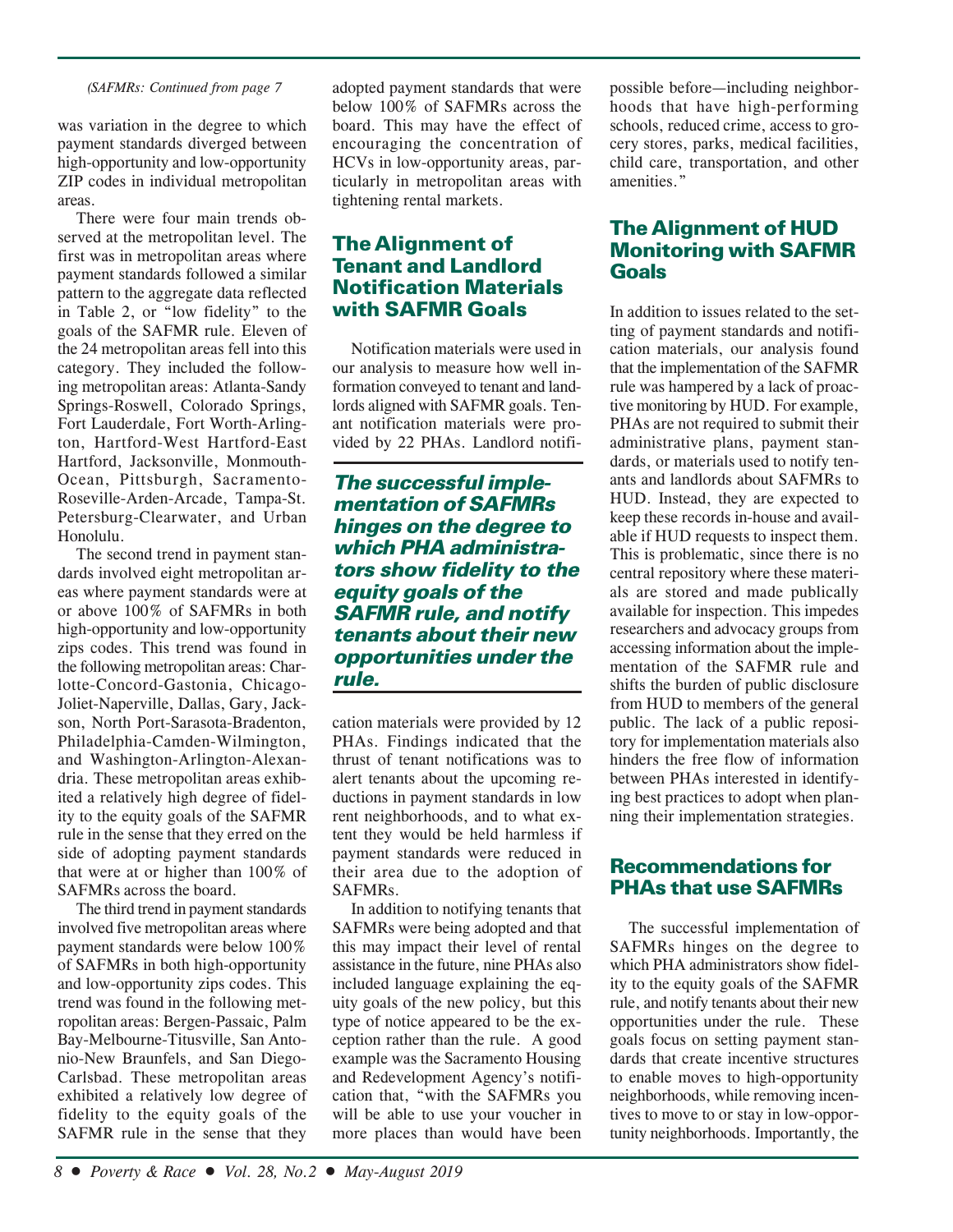*(SAFMRs: Continued from page 7*

was variation in the degree to which payment standards diverged between high-opportunity and low-opportunity ZIP codes in individual metropolitan areas.

There were four main trends observed at the metropolitan level. The first was in metropolitan areas where payment standards followed a similar pattern to the aggregate data reflected in Table 2, or "low fidelity" to the goals of the SAFMR rule. Eleven of the 24 metropolitan areas fell into this category. They included the following metropolitan areas: Atlanta-Sandy Springs-Roswell, Colorado Springs, Fort Lauderdale, Fort Worth-Arlington, Hartford-West Hartford-East Hartford, Jacksonville, Monmouth-Ocean, Pittsburgh, Sacramento-Roseville-Arden-Arcade, Tampa-St. Petersburg-Clearwater, and Urban Honolulu.

The second trend in payment standards involved eight metropolitan areas where payment standards were at or above 100% of SAFMRs in both high-opportunity and low-opportunity zips codes. This trend was found in the following metropolitan areas: Charlotte-Concord-Gastonia, Chicago-Joliet-Naperville, Dallas, Gary, Jackson, North Port-Sarasota-Bradenton, Philadelphia-Camden-Wilmington, and Washington-Arlington-Alexandria. These metropolitan areas exhibited a relatively high degree of fidelity to the equity goals of the SAFMR rule in the sense that they erred on the side of adopting payment standards that were at or higher than 100% of SAFMRs across the board.

The third trend in payment standards involved five metropolitan areas where payment standards were below 100% of SAFMRs in both high-opportunity and low-opportunity zips codes. This trend was found in the following metropolitan areas: Bergen-Passaic, Palm Bay-Melbourne-Titusville, San Antonio-New Braunfels, and San Diego-Carlsbad. These metropolitan areas exhibited a relatively low degree of fidelity to the equity goals of the SAFMR rule in the sense that they adopted payment standards that were below 100% of SAFMRs across the board. This may have the effect of encouraging the concentration of HCVs in low-opportunity areas, particularly in metropolitan areas with tightening rental markets.

## The Alignment of Tenant and Landlord Notification Materials with SAFMR Goals

Notification materials were used in our analysis to measure how well information conveyed to tenant and landlords aligned with SAFMR goals. Tenant notification materials were provided by 22 PHAs. Landlord notification materials were provided by 12 PHAs. Findings indicated that the thrust of tenant notifications was to alert tenants about the upcoming reductions in payment standards in low rent neighborhoods, and to what extent they would be held harmless if payment standards were reduced in their area due to the adoption of SAFMRs.

***The successful implementation of SAFMRs hinges on the degree to which PHA administrators show fidelity to the equity goals of the SAFMR rule, and notify tenants about their new opportunities under the rule.***

In addition to notifying tenants that SAFMRs were being adopted and that this may impact their level of rental assistance in the future, nine PHAs also included language explaining the equity goals of the new policy, but this type of notice appeared to be the exception rather than the rule. A good example was the Sacramento Housing and Redevelopment Agency's notification that, "with the SAFMRs you will be able to use your voucher in more places than would have been possible before—including neighborhoods that have high-performing schools, reduced crime, access to grocery stores, parks, medical facilities, child care, transportation, and other amenities."

## The Alignment of HUD Monitoring with SAFMR Goals

In addition to issues related to the setting of payment standards and notification materials, our analysis found that the implementation of the SAFMR rule was hampered by a lack of proactive monitoring by HUD. For example, PHAs are not required to submit their administrative plans, payment standards, or materials used to notify tenants and landlords about SAFMRs to HUD. Instead, they are expected to keep these records in-house and available if HUD requests to inspect them. This is problematic, since there is no central repository where these materials are stored and made publically available for inspection. This impedes researchers and advocacy groups from accessing information about the implementation of the SAFMR rule and shifts the burden of public disclosure from HUD to members of the general public. The lack of a public repository for implementation materials also hinders the free flow of information between PHAs interested in identifying best practices to adopt when planning their implementation strategies.

## Recommendations for PHAs that use SAFMRs

The successful implementation of SAFMRs hinges on the degree to which PHA administrators show fidelity to the equity goals of the SAFMR rule, and notify tenants about their new opportunities under the rule. These goals focus on setting payment standards that create incentive structures to enable moves to high-opportunity neighborhoods, while removing incentives to move to or stay in low-opportunity neighborhoods. Importantly, the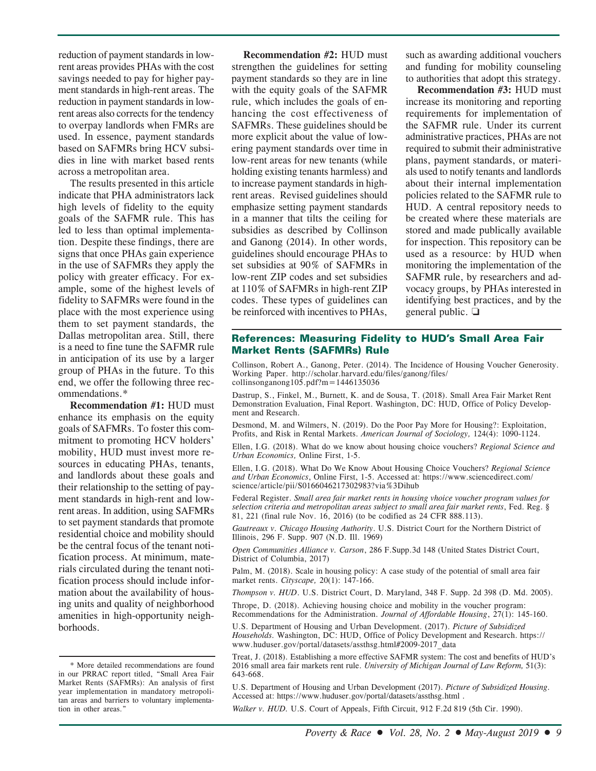reduction of payment standards in low-rent areas provides PHAs with the cost savings needed to pay for higher payment standards in high-rent areas. The reduction in payment standards in low-rent areas also corrects for the tendency to overpay landlords when FMRs are used. In essence, payment standards based on SAFMRs bring HCV subsidies in line with market based rents across a metropolitan area.

The results presented in this article indicate that PHA administrators lack high levels of fidelity to the equity goals of the SAFMR rule. This has led to less than optimal implementation. Despite these findings, there are signs that once PHAs gain experience in the use of SAFMRs they apply the policy with greater efficacy. For example, some of the highest levels of fidelity to SAFMRs were found in the place with the most experience using them to set payment standards, the Dallas metropolitan area. Still, there is a need to fine tune the SAFMR rule in anticipation of its use by a larger group of PHAs in the future. To this end, we offer the following three recommendations.*

**Recommendation #1:** HUD must enhance its emphasis on the equity goals of SAFMRs. To foster this commitment to promoting HCV holders' mobility, HUD must invest more resources in educating PHAs, tenants, and landlords about these goals and their relationship to the setting of payment standards in high-rent and low-rent areas. In addition, using SAFMRs to set payment standards that promote residential choice and mobility should be the central focus of the tenant notification process. At minimum, materials circulated during the tenant notification process should include information about the availability of housing units and quality of neighborhood amenities in high-opportunity neighborhoods.

**Recommendation #2:** HUD must strengthen the guidelines for setting payment standards so they are in line with the equity goals of the SAFMR rule, which includes the goals of enhancing the cost effectiveness of SAFMRs. These guidelines should be more explicit about the value of lowering payment standards over time in low-rent areas for new tenants (while holding existing tenants harmless) and to increase payment standards in high-rent areas. Revised guidelines should emphasize setting payment standards in a manner that tilts the ceiling for subsidies as described by Collinson and Ganong (2014). In other words, guidelines should encourage PHAs to set subsidies at 90% of SAFMRs in low-rent ZIP codes and set subsidies at 110% of SAFMRs in high-rent ZIP codes. These types of guidelines can be reinforced with incentives to PHAs, such as awarding additional vouchers and funding for mobility counseling to authorities that adopt this strategy.

**Recommendation #3:** HUD must increase its monitoring and reporting requirements for implementation of the SAFMR rule. Under its current administrative practices, PHAs are not required to submit their administrative plans, payment standards, or materials used to notify tenants and landlords about their internal implementation policies related to the SAFMR rule to HUD. A central repository needs to be created where these materials are stored and made publically available for inspection. This repository can be used as a resource: by HUD when monitoring the implementation of the SAFMR rule, by researchers and advocacy groups, by PHAs interested in identifying best practices, and by the general public. ❑

* More detailed recommendations are found in our PRRAC report titled, "Small Area Fair Market Rents (SAFMRs): An analysis of first year implementation in mandatory metropolitan areas and barriers to voluntary implementation in other areas."

## References: Measuring Fidelity to HUD's Small Area Fair Market Rents (SAFMRs) Rule

Collinson, Robert A., Ganong, Peter. (2014). The Incidence of Housing Voucher Generosity. Working Paper. http://scholar.harvard.edu/files/ganong/files/collinsonganong105.pdf?m=1446135036

Dastrup, S., Finkel, M., Burnett, K. and de Sousa, T. (2018). Small Area Fair Market Rent Demonstration Evaluation, Final Report. Washington, DC: HUD, Office of Policy Development and Research.

Desmond, M. and Wilmers, N. (2019). Do the Poor Pay More for Housing?: Exploitation, Profits, and Risk in Rental Markets. *American Journal of Sociology,* 124(4): 1090-1124.

Ellen, I.G. (2018). What do we know about housing choice vouchers? *Regional Science and Urban Economics,* Online First, 1-5.

Ellen, I.G. (2018). What Do We Know About Housing Choice Vouchers? *Regional Science and Urban Economics*, Online First, 1-5. Accessed at: https://www.sciencedirect.com/science/article/pii/S0166046217302983?via%3Dihub

Federal Register. *Small area fair market rents in housing vhoice voucher program values for selection criteria and metropolitan areas subject to small area fair market rents*, Fed. Reg. § 81, 221 (final rule Nov. 16, 2016) (to be codified as 24 CFR 888.113).

*Gautreaux v. Chicago Housing Authority*. U.S. District Court for the Northern District of Illinois, 296 F. Supp. 907 (N.D. Ill. 1969)

*Open Communities Alliance v. Carson*, 286 F.Supp.3d 148 (United States District Court, District of Columbia, 2017)

Palm, M. (2018). Scale in housing policy: A case study of the potential of small area fair market rents. *Cityscape,* 20(1): 147-166.

*Thompson v. HUD*. U.S. District Court, D. Maryland, 348 F. Supp. 2d 398 (D. Md. 2005).

Thrope, D. (2018). Achieving housing choice and mobility in the voucher program: Recommendations for the Administration. *Journal of Affordable Housing*, 27(1): 145-160.

U.S. Department of Housing and Urban Development. (2017). *Picture of Subsidized Households*. Washington, DC: HUD, Office of Policy Development and Research. https://www.huduser.gov/portal/datasets/assthsg.html#2009-2017_data

Treat, J. (2018). Establishing a more effective SAFMR system: The cost and benefits of HUD's 2016 small area fair markets rent rule. *University of Michigan Journal of Law Reform,* 51(3): 643-668.

U.S. Department of Housing and Urban Development (2017). *Picture of Subsidized Housing*. Accessed at: https://www.huduser.gov/portal/datasets/assthsg.html .

*Walker v. HUD*. U.S. Court of Appeals, Fifth Circuit, 912 F.2d 819 (5th Cir. 1990).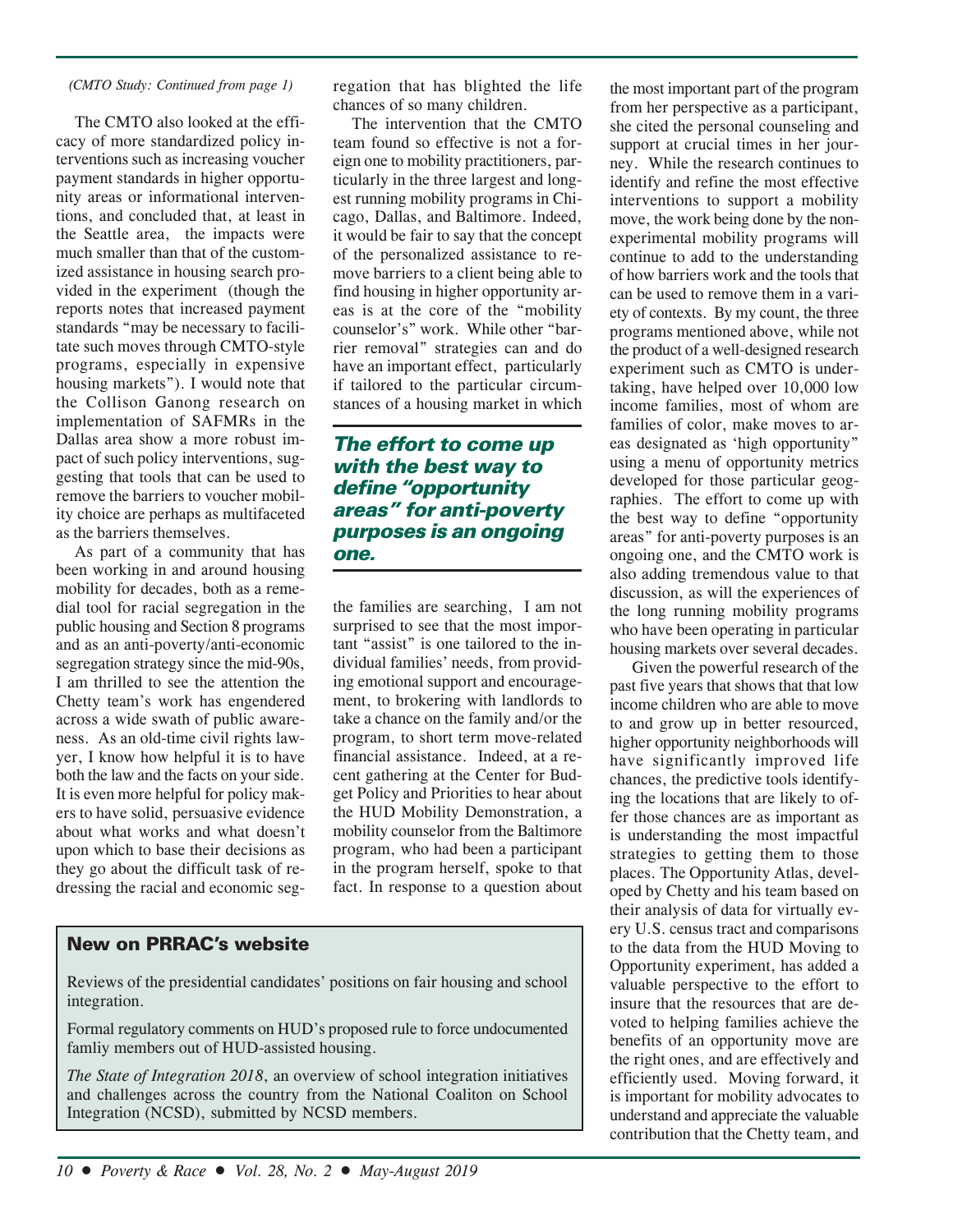*(CMTO Study: Continued from page 1)*

The CMTO also looked at the efficacy of more standardized policy interventions such as increasing voucher payment standards in higher opportunity areas or informational interventions, and concluded that, at least in the Seattle area, the impacts were much smaller than that of the customized assistance in housing search provided in the experiment (though the reports notes that increased payment standards "may be necessary to facilitate such moves through CMTO-style programs, especially in expensive housing markets"). I would note that the Collison Ganong research on implementation of SAFMRs in the Dallas area show a more robust impact of such policy interventions, suggesting that tools that can be used to remove the barriers to voucher mobility choice are perhaps as multifaceted as the barriers themselves.

As part of a community that has been working in and around housing mobility for decades, both as a remedial tool for racial segregation in the public housing and Section 8 programs and as an anti-poverty/anti-economic segregation strategy since the mid-90s, I am thrilled to see the attention the Chetty team's work has engendered across a wide swath of public awareness. As an old-time civil rights lawyer, I know how helpful it is to have both the law and the facts on your side. It is even more helpful for policy makers to have solid, persuasive evidence about what works and what doesn't upon which to base their decisions as they go about the difficult task of redressing the racial and economic segregation that has blighted the life chances of so many children.

The intervention that the CMTO team found so effective is not a foreign one to mobility practitioners, particularly in the three largest and longest running mobility programs in Chicago, Dallas, and Baltimore. Indeed, it would be fair to say that the concept of the personalized assistance to remove barriers to a client being able to find housing in higher opportunity areas is at the core of the "mobility counselor's" work. While other "barrier removal" strategies can and do have an important effect, particularly if tailored to the particular circumstances of a housing market in which the families are searching, I am not surprised to see that the most important "assist" is one tailored to the individual families' needs, from providing emotional support and encouragement, to brokering with landlords to take a chance on the family and/or the program, to short term move-related financial assistance. Indeed, at a recent gathering at the Center for Budget Policy and Priorities to hear about the HUD Mobility Demonstration, a mobility counselor from the Baltimore program, who had been a participant in the program herself, spoke to that fact. In response to a question about the most important part of the program from her perspective as a participant, she cited the personal counseling and support at crucial times in her journey. While the research continues to identify and refine the most effective interventions to support a mobility move, the work being done by the non-experimental mobility programs will continue to add to the understanding of how barriers work and the tools that can be used to remove them in a variety of contexts. By my count, the three programs mentioned above, while not the product of a well-designed research experiment such as CMTO is undertaking, have helped over 10,000 low income families, most of whom are families of color, make moves to areas designated as 'high opportunity" using a menu of opportunity metrics developed for those particular geographies. The effort to come up with the best way to define "opportunity areas" for anti-poverty purposes is an ongoing one, and the CMTO work is also adding tremendous value to that discussion, as will the experiences of the long running mobility programs who have been operating in particular housing markets over several decades.

> ***The effort to come up with the best way to define "opportunity areas" for anti-poverty purposes is an ongoing one.***

Given the powerful research of the past five years that shows that that low income children who are able to move to and grow up in better resourced, higher opportunity neighborhoods will have significantly improved life chances, the predictive tools identifying the locations that are likely to offer those chances are as important as is understanding the most impactful strategies to getting them to those places. The Opportunity Atlas, developed by Chetty and his team based on their analysis of data for virtually every U.S. census tract and comparisons to the data from the HUD Moving to Opportunity experiment, has added a valuable perspective to the effort to insure that the resources that are devoted to helping families achieve the benefits of an opportunity move are the right ones, and are effectively and efficiently used. Moving forward, it is important for mobility advocates to understand and appreciate the valuable contribution that the Chetty team, and

### New on PRRAC's website

Reviews of the presidential candidates' positions on fair housing and school integration.

Formal regulatory comments on HUD's proposed rule to force undocumented famliy members out of HUD-assisted housing.

*The State of Integration 2018*, an overview of school integration initiatives and challenges across the country from the National Coaliton on School Integration (NCSD), submitted by NCSD members.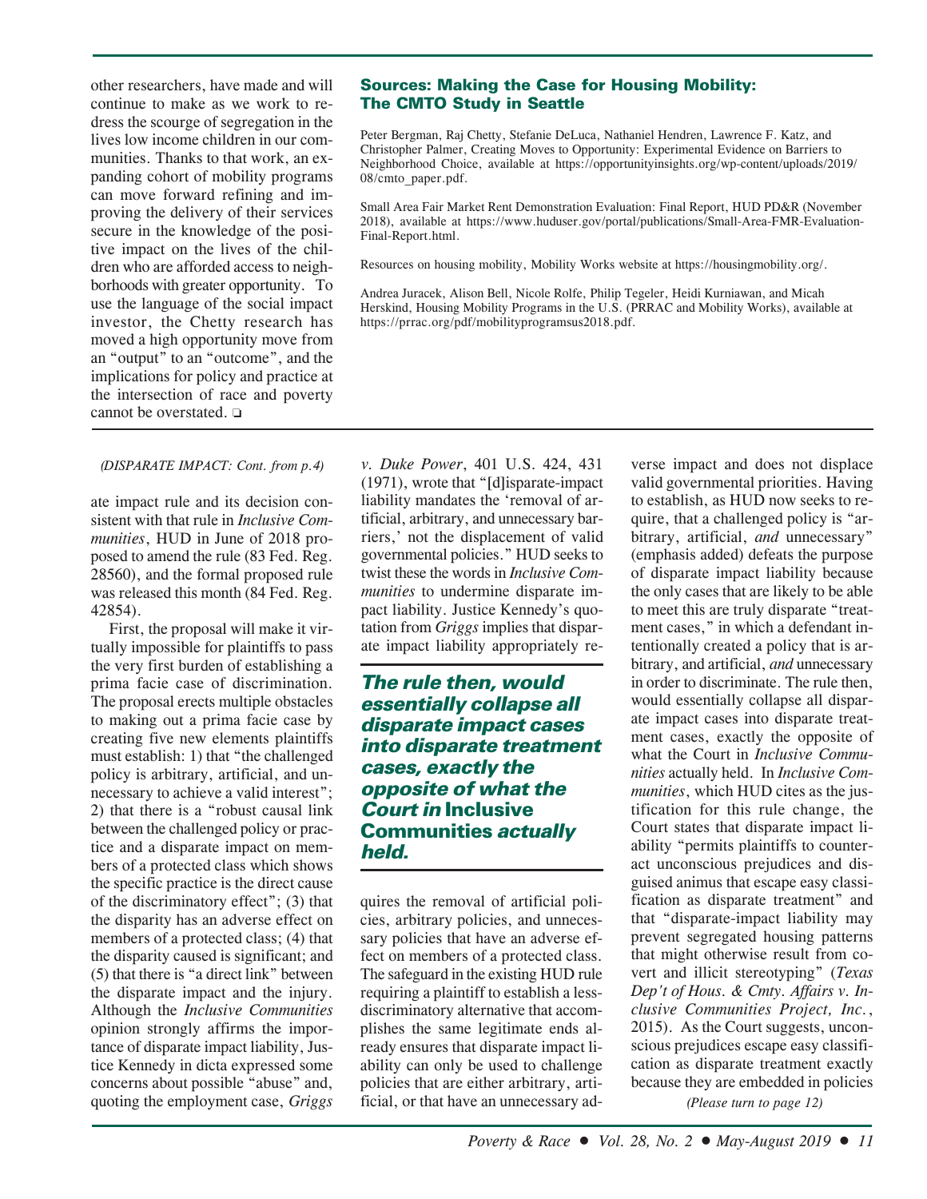other researchers, have made and will continue to make as we work to redress the scourge of segregation in the lives low income children in our communities. Thanks to that work, an expanding cohort of mobility programs can move forward refining and improving the delivery of their services secure in the knowledge of the positive impact on the lives of the children who are afforded access to neighborhoods with greater opportunity. To use the language of the social impact investor, the Chetty research has moved a high opportunity move from an "output" to an "outcome", and the implications for policy and practice at the intersection of race and poverty cannot be overstated. ❑

## Sources: Making the Case for Housing Mobility: The CMTO Study in Seattle

Peter Bergman, Raj Chetty, Stefanie DeLuca, Nathaniel Hendren, Lawrence F. Katz, and Christopher Palmer, Creating Moves to Opportunity: Experimental Evidence on Barriers to Neighborhood Choice, available at https://opportunityinsights.org/wp-content/uploads/2019/08/cmto_paper.pdf.

Small Area Fair Market Rent Demonstration Evaluation: Final Report, HUD PD&R (November 2018), available at https://www.huduser.gov/portal/publications/Small-Area-FMR-Evaluation-Final-Report.html.

Resources on housing mobility, Mobility Works website at https://housingmobility.org/.

Andrea Juracek, Alison Bell, Nicole Rolfe, Philip Tegeler, Heidi Kurniawan, and Micah Herskind, Housing Mobility Programs in the U.S. (PRRAC and Mobility Works), available at https://prrac.org/pdf/mobilityprogramsus2018.pdf.

---

*(DISPARATE IMPACT: Cont. from p.4)*

ate impact rule and its decision consistent with that rule in *Inclusive Communities*, HUD in June of 2018 proposed to amend the rule (83 Fed. Reg. 28560), and the formal proposed rule was released this month (84 Fed. Reg. 42854).

First, the proposal will make it virtually impossible for plaintiffs to pass the very first burden of establishing a prima facie case of discrimination. The proposal erects multiple obstacles to making out a prima facie case by creating five new elements plaintiffs must establish: 1) that "the challenged policy is arbitrary, artificial, and unnecessary to achieve a valid interest"; 2) that there is a "robust causal link between the challenged policy or practice and a disparate impact on members of a protected class which shows the specific practice is the direct cause of the discriminatory effect"; (3) that the disparity has an adverse effect on members of a protected class; (4) that the disparity caused is significant; and (5) that there is "a direct link" between the disparate impact and the injury. Although the *Inclusive Communities* opinion strongly affirms the importance of disparate impact liability, Justice Kennedy in dicta expressed some concerns about possible "abuse" and, quoting the employment case, *Griggs v. Duke Power*, 401 U.S. 424, 431 (1971), wrote that "[d]isparate-impact liability mandates the 'removal of artificial, arbitrary, and unnecessary barriers,' not the displacement of valid governmental policies." HUD seeks to twist these the words in *Inclusive Communities* to undermine disparate impact liability. Justice Kennedy's quotation from *Griggs* implies that disparate impact liability appropriately requires the removal of artificial policies, arbitrary policies, and unnecessary policies that have an adverse effect on members of a protected class. The safeguard in the existing HUD rule requiring a plaintiff to establish a less-discriminatory alternative that accomplishes the same legitimate ends already ensures that disparate impact liability can only be used to challenge policies that are either arbitrary, artificial, or that have an unnecessary adverse impact and does not displace valid governmental priorities. Having to establish, as HUD now seeks to require, that a challenged policy is "arbitrary, artificial, *and* unnecessary" (emphasis added) defeats the purpose of disparate impact liability because the only cases that are likely to be able to meet this are truly disparate "treatment cases," in which a defendant intentionally created a policy that is arbitrary, and artificial, *and* unnecessary in order to discriminate. The rule then, would essentially collapse all disparate impact cases into disparate treatment cases, exactly the opposite of what the Court in *Inclusive Communities* actually held. In *Inclusive Communities*, which HUD cites as the justification for this rule change, the Court states that disparate impact liability "permits plaintiffs to counteract unconscious prejudices and disguised animus that escape easy classification as disparate treatment" and that "disparate-impact liability may prevent segregated housing patterns that might otherwise result from covert and illicit stereotyping" (*Texas Dep't of Hous. & Cmty. Affairs v. Inclusive Communities Project, Inc.*, 2015). As the Court suggests, unconscious prejudices escape easy classification as disparate treatment exactly because they are embedded in policies

> ***The rule then, would essentially collapse all disparate impact cases into disparate treatment cases, exactly the opposite of what the Court in* Inclusive Communities *actually held.***

*(Please turn to page 12)*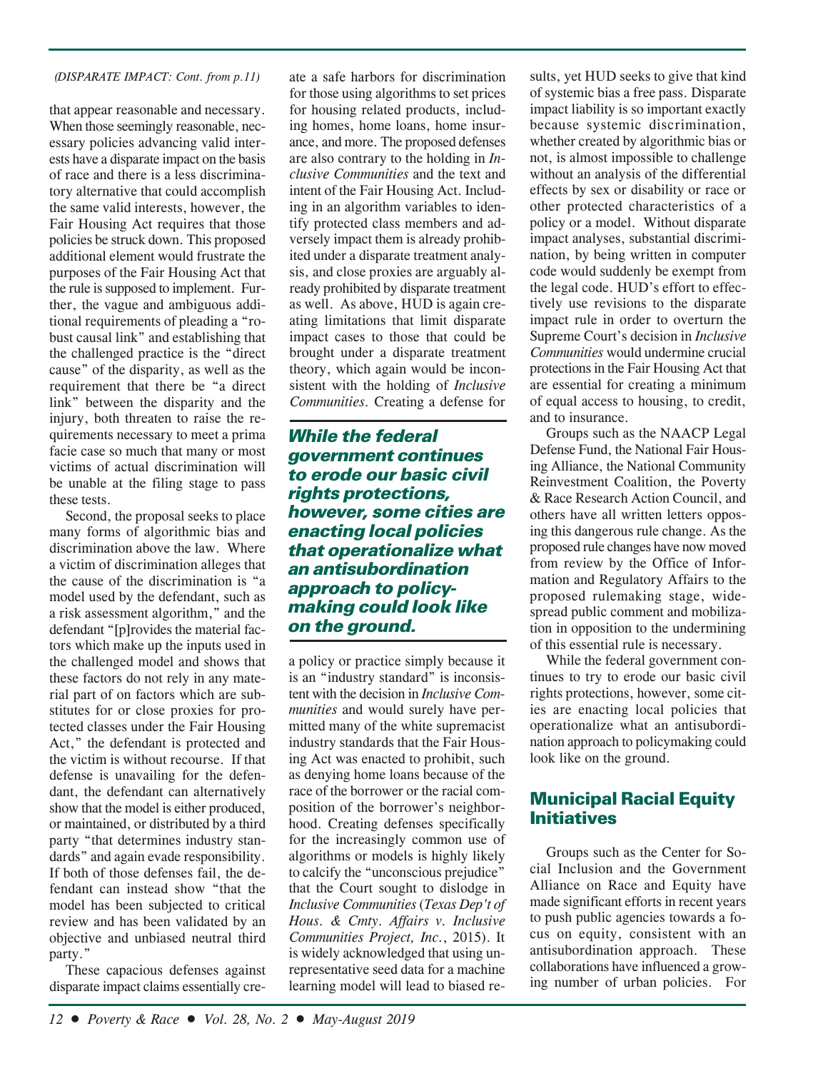*(DISPARATE IMPACT: Cont. from p.11)*

that appear reasonable and necessary. When those seemingly reasonable, necessary policies advancing valid interests have a disparate impact on the basis of race and there is a less discriminatory alternative that could accomplish the same valid interests, however, the Fair Housing Act requires that those policies be struck down. This proposed additional element would frustrate the purposes of the Fair Housing Act that the rule is supposed to implement. Further, the vague and ambiguous additional requirements of pleading a "robust causal link" and establishing that the challenged practice is the "direct cause" of the disparity, as well as the requirement that there be "a direct link" between the disparity and the injury, both threaten to raise the requirements necessary to meet a prima facie case so much that many or most victims of actual discrimination will be unable at the filing stage to pass these tests.

Second, the proposal seeks to place many forms of algorithmic bias and discrimination above the law. Where a victim of discrimination alleges that the cause of the discrimination is "a model used by the defendant, such as a risk assessment algorithm," and the defendant "[p]rovides the material factors which make up the inputs used in the challenged model and shows that these factors do not rely in any material part of on factors which are substitutes for or close proxies for protected classes under the Fair Housing Act," the defendant is protected and the victim is without recourse. If that defense is unavailing for the defendant, the defendant can alternatively show that the model is either produced, or maintained, or distributed by a third party "that determines industry standards" and again evade responsibility. If both of those defenses fail, the defendant can instead show "that the model has been subjected to critical review and has been validated by an objective and unbiased neutral third party."

These capacious defenses against disparate impact claims essentially create a safe harbors for discrimination for those using algorithms to set prices for housing related products, including homes, home loans, home insurance, and more. The proposed defenses are also contrary to the holding in *Inclusive Communities* and the text and intent of the Fair Housing Act. Including in an algorithm variables to identify protected class members and adversely impact them is already prohibited under a disparate treatment analysis, and close proxies are arguably already prohibited by disparate treatment as well. As above, HUD is again creating limitations that limit disparate impact cases to those that could be brought under a disparate treatment theory, which again would be inconsistent with the holding of *Inclusive Communities*. Creating a defense for a policy or practice simply because it is an "industry standard" is inconsistent with the decision in *Inclusive Communities* and would surely have permitted many of the white supremacist industry standards that the Fair Housing Act was enacted to prohibit, such as denying home loans because of the race of the borrower or the racial composition of the borrower's neighborhood. Creating defenses specifically for the increasingly common use of algorithms or models is highly likely to calcify the "unconscious prejudice" that the Court sought to dislodge in *Inclusive Communities* (*Texas Dep't of Hous. & Cmty. Affairs v. Inclusive Communities Project, Inc.*, 2015). It is widely acknowledged that using unrepresentative seed data for a machine learning model will lead to biased results, yet HUD seeks to give that kind of systemic bias a free pass. Disparate impact liability is so important exactly because systemic discrimination, whether created by algorithmic bias or not, is almost impossible to challenge without an analysis of the differential effects by sex or disability or race or other protected characteristics of a policy or a model. Without disparate impact analyses, substantial discrimination, by being written in computer code would suddenly be exempt from the legal code. HUD's effort to effectively use revisions to the disparate impact rule in order to overturn the Supreme Court's decision in *Inclusive Communities* would undermine crucial protections in the Fair Housing Act that are essential for creating a minimum of equal access to housing, to credit, and to insurance.

**_While the federal government continues to erode our basic civil rights protections, however, some cities are enacting local policies that operationalize what an antisubordination approach to policy-making could look like on the ground._**

Groups such as the NAACP Legal Defense Fund, the National Fair Housing Alliance, the National Community Reinvestment Coalition, the Poverty & Race Research Action Council, and others have all written letters opposing this dangerous rule change. As the proposed rule changes have now moved from review by the Office of Information and Regulatory Affairs to the proposed rulemaking stage, widespread public comment and mobilization in opposition to the undermining of this essential rule is necessary.

While the federal government continues to try to erode our basic civil rights protections, however, some cities are enacting local policies that operationalize what an antisubordination approach to policymaking could look like on the ground.

## Municipal Racial Equity Initiatives

Groups such as the Center for Social Inclusion and the Government Alliance on Race and Equity have made significant efforts in recent years to push public agencies towards a focus on equity, consistent with an antisubordination approach. These collaborations have influenced a growing number of urban policies. For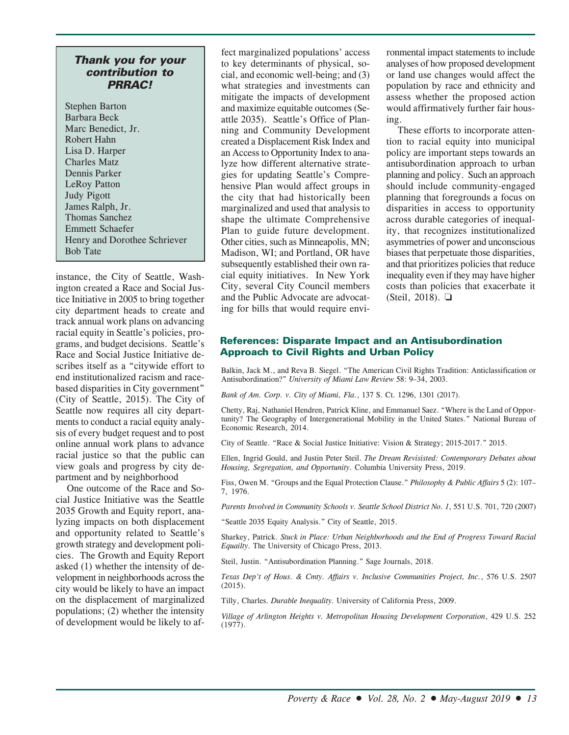### Thank you for your contribution to PRRAC!

Stephen Barton
Barbara Beck
Marc Benedict, Jr.
Robert Hahn
Lisa D. Harper
Charles Matz
Dennis Parker
LeRoy Patton
Judy Pigott
James Ralph, Jr.
Thomas Sanchez
Emmett Schaefer
Henry and Dorothee Schriever
Bob Tate

instance, the City of Seattle, Washington created a Race and Social Justice Initiative in 2005 to bring together city department heads to create and track annual work plans on advancing racial equity in Seattle's policies, programs, and budget decisions. Seattle's Race and Social Justice Initiative describes itself as a "citywide effort to end institutionalized racism and race-based disparities in City government" (City of Seattle, 2015). The City of Seattle now requires all city departments to conduct a racial equity analysis of every budget request and to post online annual work plans to advance racial justice so that the public can view goals and progress by city department and by neighborhood

One outcome of the Race and Social Justice Initiative was the Seattle 2035 Growth and Equity report, analyzing impacts on both displacement and opportunity related to Seattle's growth strategy and development policies. The Growth and Equity Report asked (1) whether the intensity of development in neighborhoods across the city would be likely to have an impact on the displacement of marginalized populations; (2) whether the intensity of development would be likely to affect marginalized populations' access to key determinants of physical, social, and economic well-being; and (3) what strategies and investments can mitigate the impacts of development and maximize equitable outcomes (Seattle 2035). Seattle's Office of Planning and Community Development created a Displacement Risk Index and an Access to Opportunity Index to analyze how different alternative strategies for updating Seattle's Comprehensive Plan would affect groups in the city that had historically been marginalized and used that analysis to shape the ultimate Comprehensive Plan to guide future development. Other cities, such as Minneapolis, MN; Madison, WI; and Portland, OR have subsequently established their own racial equity initiatives. In New York City, several City Council members and the Public Advocate are advocating for bills that would require environmental impact statements to include analyses of how proposed development or land use changes would affect the population by race and ethnicity and assess whether the proposed action would affirmatively further fair housing.

These efforts to incorporate attention to racial equity into municipal policy are important steps towards an antisubordination approach to urban planning and policy. Such an approach should include community-engaged planning that foregrounds a focus on disparities in access to opportunity across durable categories of inequality, that recognizes institutionalized asymmetries of power and unconscious biases that perpetuate those disparities, and that prioritizes policies that reduce inequality even if they may have higher costs than policies that exacerbate it (Steil, 2018). ❑

### References: Disparate Impact and an Antisubordination Approach to Civil Rights and Urban Policy

Balkin, Jack M., and Reva B. Siegel. "The American Civil Rights Tradition: Anticlassification or Antisubordination?" *University of Miami Law Review* 58: 9–34, 2003.

*Bank of Am. Corp. v. City of Miami, Fla.*, 137 S. Ct. 1296, 1301 (2017).

Chetty, Raj, Nathaniel Hendren, Patrick Kline, and Emmanuel Saez. "Where is the Land of Opportunity? The Geography of Intergenerational Mobility in the United States." National Bureau of Economic Research, 2014.

City of Seattle. "Race & Social Justice Initiative: Vision & Strategy; 2015-2017." 2015.

Ellen, Ingrid Gould, and Justin Peter Steil. *The Dream Revisisted: Contemporary Debates about Housing, Segregation, and Opportunity.* Columbia University Press, 2019.

Fiss, Owen M. "Groups and the Equal Protection Clause." *Philosophy & Public Affairs* 5 (2): 107–7, 1976.

*Parents Involved in Community Schools v. Seattle School District No. 1*, 551 U.S. 701, 720 (2007)

"Seattle 2035 Equity Analysis." City of Seattle, 2015.

Sharkey, Patrick. *Stuck in Place: Urban Neighborhoods and the End of Progress Toward Racial Equailty.* The University of Chicago Press, 2013.

Steil, Justin. "Antisubordination Planning." Sage Journals, 2018.

*Texas Dep't of Hous. & Cmty. Affairs v. Inclusive Communities Project, Inc.*, 576 U.S. 2507 (2015).

Tilly, Charles. *Durable Inequality.* University of California Press, 2009.

*Village of Arlington Heights v. Metropolitan Housing Development Corporation*, 429 U.S. 252 (1977).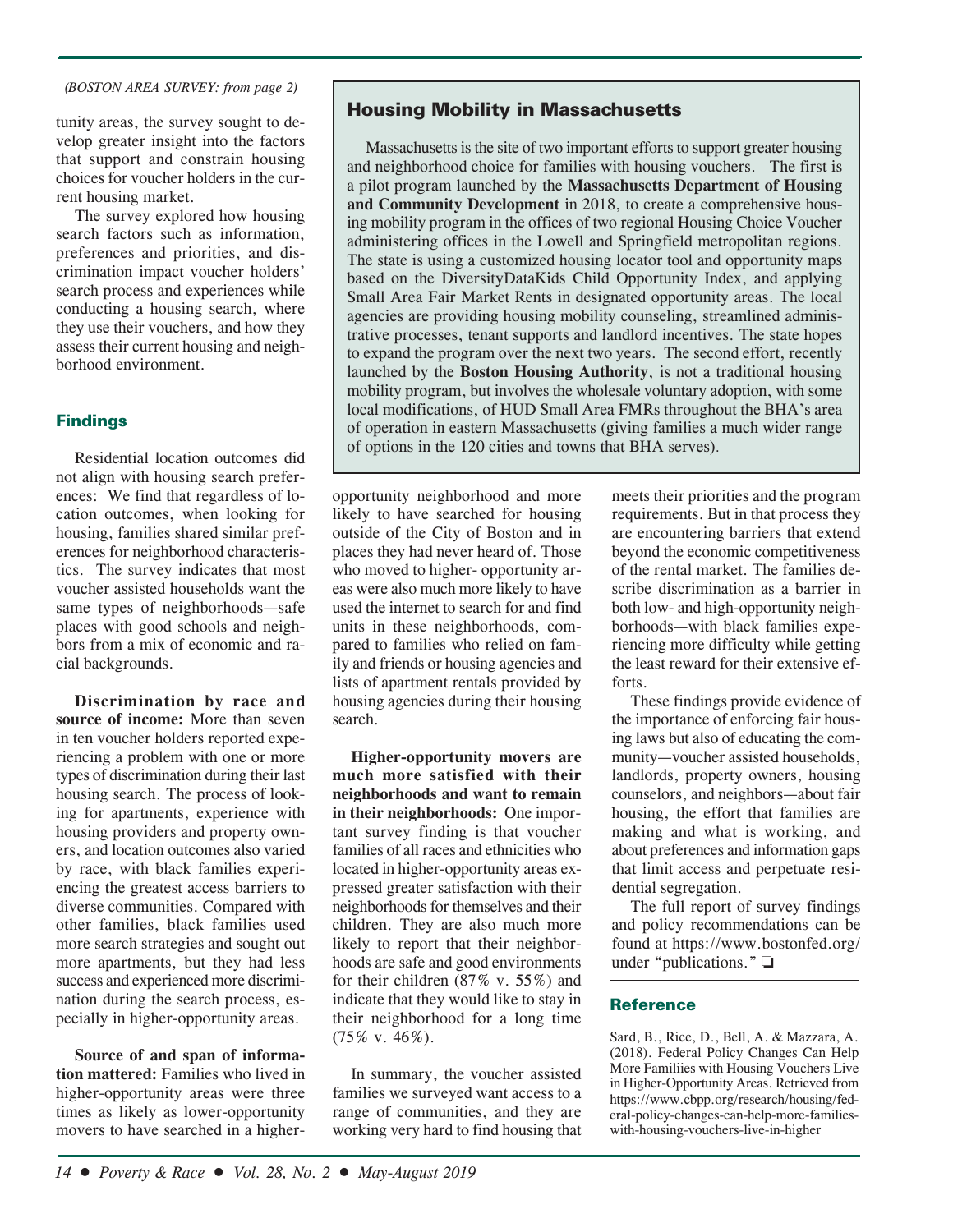*(BOSTON AREA SURVEY: from page 2)*

tunity areas, the survey sought to develop greater insight into the factors that support and constrain housing choices for voucher holders in the current housing market.

The survey explored how housing search factors such as information, preferences and priorities, and discrimination impact voucher holders' search process and experiences while conducting a housing search, where they use their vouchers, and how they assess their current housing and neighborhood environment.

### Findings

Residential location outcomes did not align with housing search preferences: We find that regardless of location outcomes, when looking for housing, families shared similar preferences for neighborhood characteristics. The survey indicates that most voucher assisted households want the same types of neighborhoods—safe places with good schools and neighbors from a mix of economic and racial backgrounds.

**Discrimination by race and source of income:** More than seven in ten voucher holders reported experiencing a problem with one or more types of discrimination during their last housing search. The process of looking for apartments, experience with housing providers and property owners, and location outcomes also varied by race, with black families experiencing the greatest access barriers to diverse communities. Compared with other families, black families used more search strategies and sought out more apartments, but they had less success and experienced more discrimination during the search process, especially in higher-opportunity areas.

**Source of and span of information mattered:** Families who lived in higher-opportunity areas were three times as likely as lower-opportunity movers to have searched in a higher-opportunity neighborhood and more likely to have searched for housing outside of the City of Boston and in places they had never heard of. Those who moved to higher- opportunity areas were also much more likely to have used the internet to search for and find units in these neighborhoods, compared to families who relied on family and friends or housing agencies and lists of apartment rentals provided by housing agencies during their housing search.

**Higher-opportunity movers are much more satisfied with their neighborhoods and want to remain in their neighborhoods:** One important survey finding is that voucher families of all races and ethnicities who located in higher-opportunity areas expressed greater satisfaction with their neighborhoods for themselves and their children. They are also much more likely to report that their neighborhoods are safe and good environments for their children (87% v. 55%) and indicate that they would like to stay in their neighborhood for a long time (75% v. 46%).

In summary, the voucher assisted families we surveyed want access to a range of communities, and they are working very hard to find housing that meets their priorities and the program requirements. But in that process they are encountering barriers that extend beyond the economic competitiveness of the rental market. The families describe discrimination as a barrier in both low- and high-opportunity neighborhoods—with black families experiencing more difficulty while getting the least reward for their extensive efforts.

These findings provide evidence of the importance of enforcing fair housing laws but also of educating the community—voucher assisted households, landlords, property owners, housing counselors, and neighbors—about fair housing, the effort that families are making and what is working, and about preferences and information gaps that limit access and perpetuate residential segregation.

The full report of survey findings and policy recommendations can be found at https://www.bostonfed.org/ under "publications." ❑

### Housing Mobility in Massachusetts

Massachusetts is the site of two important efforts to support greater housing and neighborhood choice for families with housing vouchers. The first is a pilot program launched by the **Massachusetts Department of Housing and Community Development** in 2018, to create a comprehensive housing mobility program in the offices of two regional Housing Choice Voucher administering offices in the Lowell and Springfield metropolitan regions. The state is using a customized housing locator tool and opportunity maps based on the DiversityDataKids Child Opportunity Index, and applying Small Area Fair Market Rents in designated opportunity areas. The local agencies are providing housing mobility counseling, streamlined administrative processes, tenant supports and landlord incentives. The state hopes to expand the program over the next two years. The second effort, recently launched by the **Boston Housing Authority**, is not a traditional housing mobility program, but involves the wholesale voluntary adoption, with some local modifications, of HUD Small Area FMRs throughout the BHA's area of operation in eastern Massachusetts (giving families a much wider range of options in the 120 cities and towns that BHA serves).

### Reference

Sard, B., Rice, D., Bell, A. & Mazzara, A. (2018). Federal Policy Changes Can Help More Familiies with Housing Vouchers Live in Higher-Opportunity Areas. Retrieved from https://www.cbpp.org/research/housing/federal-policy-changes-can-help-more-families-with-housing-vouchers-live-in-higher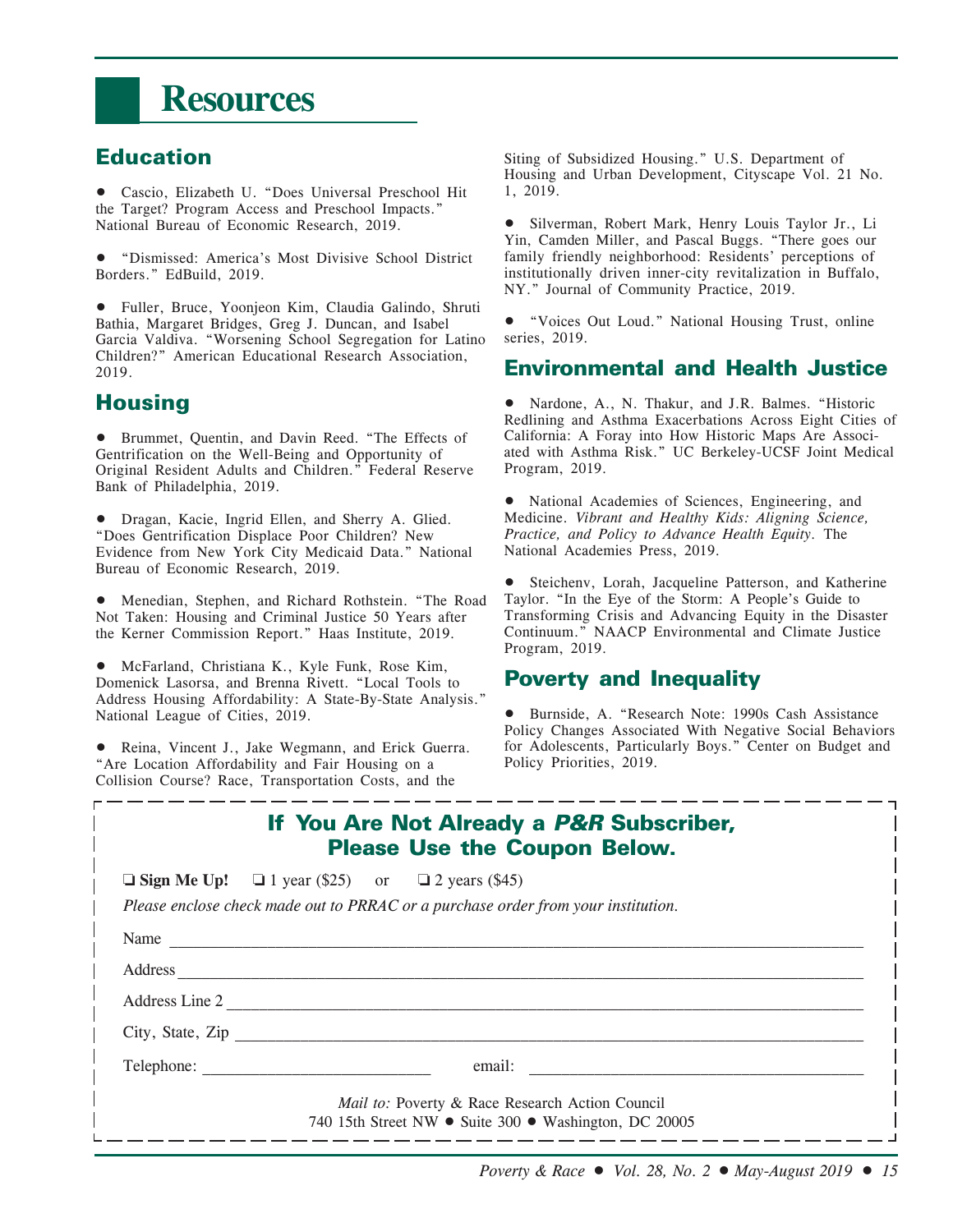# Resources

## Education

- Cascio, Elizabeth U. "Does Universal Preschool Hit the Target? Program Access and Preschool Impacts." National Bureau of Economic Research, 2019.

- "Dismissed: America's Most Divisive School District Borders." EdBuild, 2019.

- Fuller, Bruce, Yoonjeon Kim, Claudia Galindo, Shruti Bathia, Margaret Bridges, Greg J. Duncan, and Isabel Garcia Valdiva. "Worsening School Segregation for Latino Children?" American Educational Research Association, 2019.

## Housing

- Brummet, Quentin, and Davin Reed. "The Effects of Gentrification on the Well-Being and Opportunity of Original Resident Adults and Children." Federal Reserve Bank of Philadelphia, 2019.

- Dragan, Kacie, Ingrid Ellen, and Sherry A. Glied. "Does Gentrification Displace Poor Children? New Evidence from New York City Medicaid Data." National Bureau of Economic Research, 2019.

- Menedian, Stephen, and Richard Rothstein. "The Road Not Taken: Housing and Criminal Justice 50 Years after the Kerner Commission Report." Haas Institute, 2019.

- McFarland, Christiana K., Kyle Funk, Rose Kim, Domenick Lasorsa, and Brenna Rivett. "Local Tools to Address Housing Affordability: A State-By-State Analysis." National League of Cities, 2019.

- Reina, Vincent J., Jake Wegmann, and Erick Guerra. "Are Location Affordability and Fair Housing on a Collision Course? Race, Transportation Costs, and the Siting of Subsidized Housing." U.S. Department of Housing and Urban Development, Cityscape Vol. 21 No. 1, 2019.

- Silverman, Robert Mark, Henry Louis Taylor Jr., Li Yin, Camden Miller, and Pascal Buggs. "There goes our family friendly neighborhood: Residents' perceptions of institutionally driven inner-city revitalization in Buffalo, NY." Journal of Community Practice, 2019.

- "Voices Out Loud." National Housing Trust, online series, 2019.

## Environmental and Health Justice

- Nardone, A., N. Thakur, and J.R. Balmes. "Historic Redlining and Asthma Exacerbations Across Eight Cities of California: A Foray into How Historic Maps Are Associated with Asthma Risk." UC Berkeley-UCSF Joint Medical Program, 2019.

- National Academies of Sciences, Engineering, and Medicine. *Vibrant and Healthy Kids: Aligning Science, Practice, and Policy to Advance Health Equity*. The National Academies Press, 2019.

- Steichenv, Lorah, Jacqueline Patterson, and Katherine Taylor. "In the Eye of the Storm: A People's Guide to Transforming Crisis and Advancing Equity in the Disaster Continuum." NAACP Environmental and Climate Justice Program, 2019.

## Poverty and Inequality

- Burnside, A. "Research Note: 1990s Cash Assistance Policy Changes Associated With Negative Social Behaviors for Adolescents, Particularly Boys." Center on Budget and Policy Priorities, 2019.

---

### If You Are Not Already a *P&R* Subscriber, Please Use the Coupon Below.

❑ **Sign Me Up!** ❑ 1 year ($25) or ❑ 2 years ($45)

*Please enclose check made out to PRRAC or a purchase order from your institution.*

Name ______________________________

Address ______________________________

Address Line 2 ______________________________

City, State, Zip ______________________________

Telephone: ____________________ email: ____________________

*Mail to:* Poverty & Race Research Action Council
740 15th Street NW • Suite 300 • Washington, DC 20005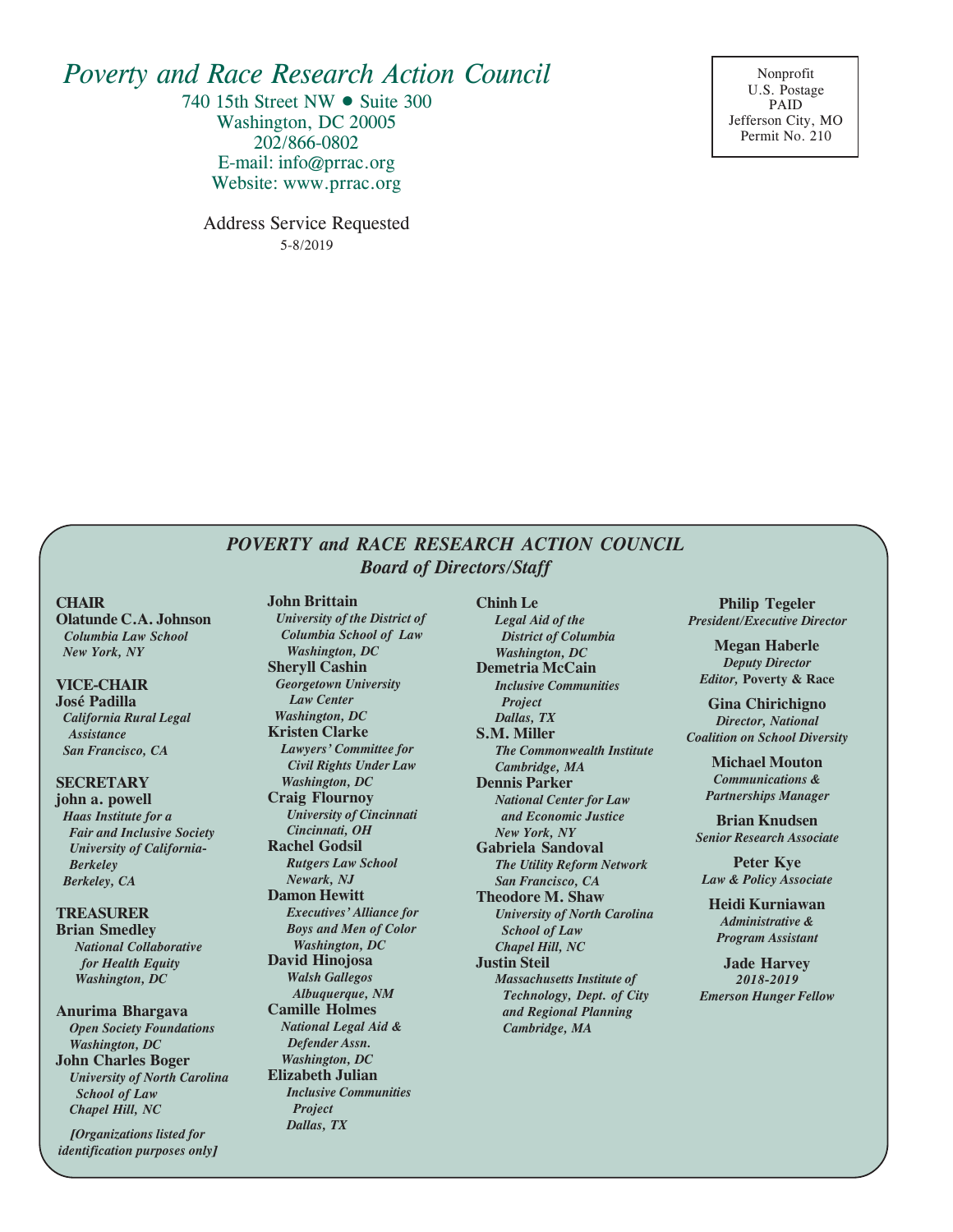*Poverty and Race Research Action Council*

740 15th Street NW • Suite 300
Washington, DC 20005
202/866-0802
E-mail: info@prrac.org
Website: www.prrac.org

Address Service Requested
5-8/2019

Nonprofit
U.S. Postage
PAID
Jefferson City, MO
Permit No. 210

## *POVERTY and RACE RESEARCH ACTION COUNCIL*
## *Board of Directors/Staff*

**CHAIR**
**Olatunde C.A. Johnson**
*Columbia Law School*
*New York, NY*

**VICE-CHAIR**
**José Padilla**
*California Rural Legal Assistance*
*San Francisco, CA*

**SECRETARY**
**john a. powell**
*Haas Institute for a Fair and Inclusive Society*
*University of California-Berkeley*
*Berkeley, CA*

**TREASURER**
**Brian Smedley**
*National Collaborative for Health Equity*
*Washington, DC*

**Anurima Bhargava**
*Open Society Foundations*
*Washington, DC*

**John Charles Boger**
*University of North Carolina School of Law*
*Chapel Hill, NC*

*[Organizations listed for identification purposes only]*

**John Brittain**
*University of the District of Columbia School of Law*
*Washington, DC*

**Sheryll Cashin**
*Georgetown University Law Center*
*Washington, DC*

**Kristen Clarke**
*Lawyers' Committee for Civil Rights Under Law*
*Washington, DC*

**Craig Flournoy**
*University of Cincinnati*
*Cincinnati, OH*

**Rachel Godsil**
*Rutgers Law School*
*Newark, NJ*

**Damon Hewitt**
*Executives' Alliance for Boys and Men of Color*
*Washington, DC*

**David Hinojosa**
*Walsh Gallegos*
*Albuquerque, NM*

**Camille Holmes**
*National Legal Aid & Defender Assn.*
*Washington, DC*

**Elizabeth Julian**
*Inclusive Communities Project*
*Dallas, TX*

**Chinh Le**
*Legal Aid of the District of Columbia*
*Washington, DC*

**Demetria McCain**
*Inclusive Communities Project*
*Dallas, TX*

**S.M. Miller**
*The Commonwealth Institute*
*Cambridge, MA*

**Dennis Parker**
*National Center for Law and Economic Justice*
*New York, NY*

**Gabriela Sandoval**
*The Utility Reform Network*
*San Francisco, CA*

**Theodore M. Shaw**
*University of North Carolina School of Law*
*Chapel Hill, NC*

**Justin Steil**
*Massachusetts Institute of Technology, Dept. of City and Regional Planning*
*Cambridge, MA*

**Philip Tegeler**
*President/Executive Director*

**Megan Haberle**
*Deputy Director*
*Editor,* **Poverty & Race**

**Gina Chirichigno**
*Director, National Coalition on School Diversity*

**Michael Mouton**
*Communications & Partnerships Manager*

**Brian Knudsen**
*Senior Research Associate*

**Peter Kye**
*Law & Policy Associate*

**Heidi Kurniawan**
*Administrative & Program Assistant*

**Jade Harvey**
*2018-2019 Emerson Hunger Fellow*